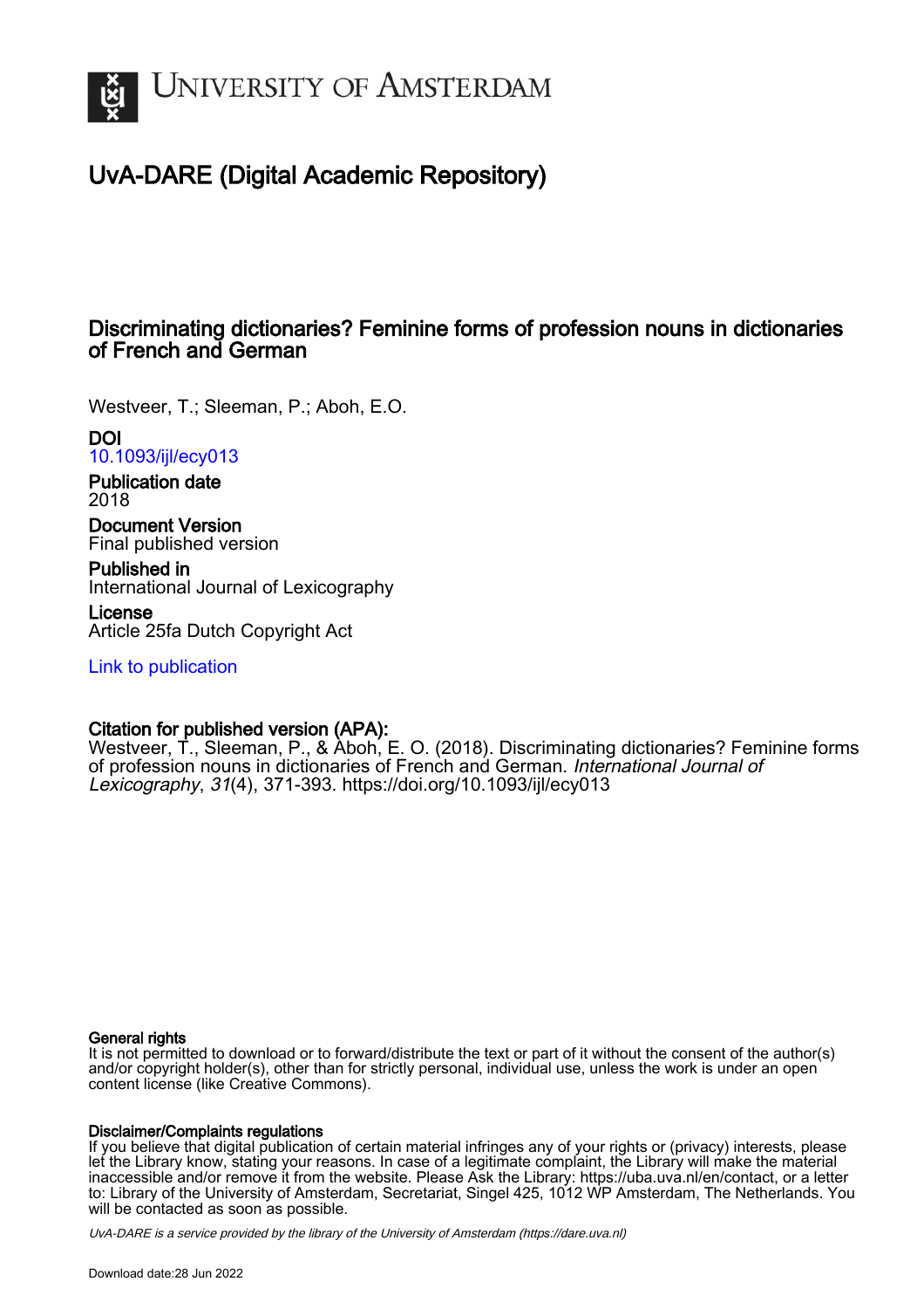UNIVERSITY OF AMSTERDAM

# UvA-DARE (Digital Academic Repository)

## Discriminating dictionaries? Feminine forms of profession nouns in dictionaries of French and German

Westveer, T.; Sleeman, P.; Aboh, E.O.

**DOI**
10.1093/ijl/ecy013

**Publication date**
2018

**Document Version**
Final published version

**Published in**
International Journal of Lexicography

**License**
Article 25fa Dutch Copyright Act

Link to publication

**Citation for published version (APA):**
Westveer, T., Sleeman, P., & Aboh, E. O. (2018). Discriminating dictionaries? Feminine forms of profession nouns in dictionaries of French and German. *International Journal of Lexicography*, *31*(4), 371-393. https://doi.org/10.1093/ijl/ecy013

**General rights**
It is not permitted to download or to forward/distribute the text or part of it without the consent of the author(s) and/or copyright holder(s), other than for strictly personal, individual use, unless the work is under an open content license (like Creative Commons).

**Disclaimer/Complaints regulations**
If you believe that digital publication of certain material infringes any of your rights or (privacy) interests, please let the Library know, stating your reasons. In case of a legitimate complaint, the Library will make the material inaccessible and/or remove it from the website. Please Ask the Library: https://uba.uva.nl/en/contact, or a letter to: Library of the University of Amsterdam, Secretariat, Singel 425, 1012 WP Amsterdam, The Netherlands. You will be contacted as soon as possible.

UvA-DARE is a service provided by the library of the University of Amsterdam (https://dare.uva.nl)

Download date:28 Jun 2022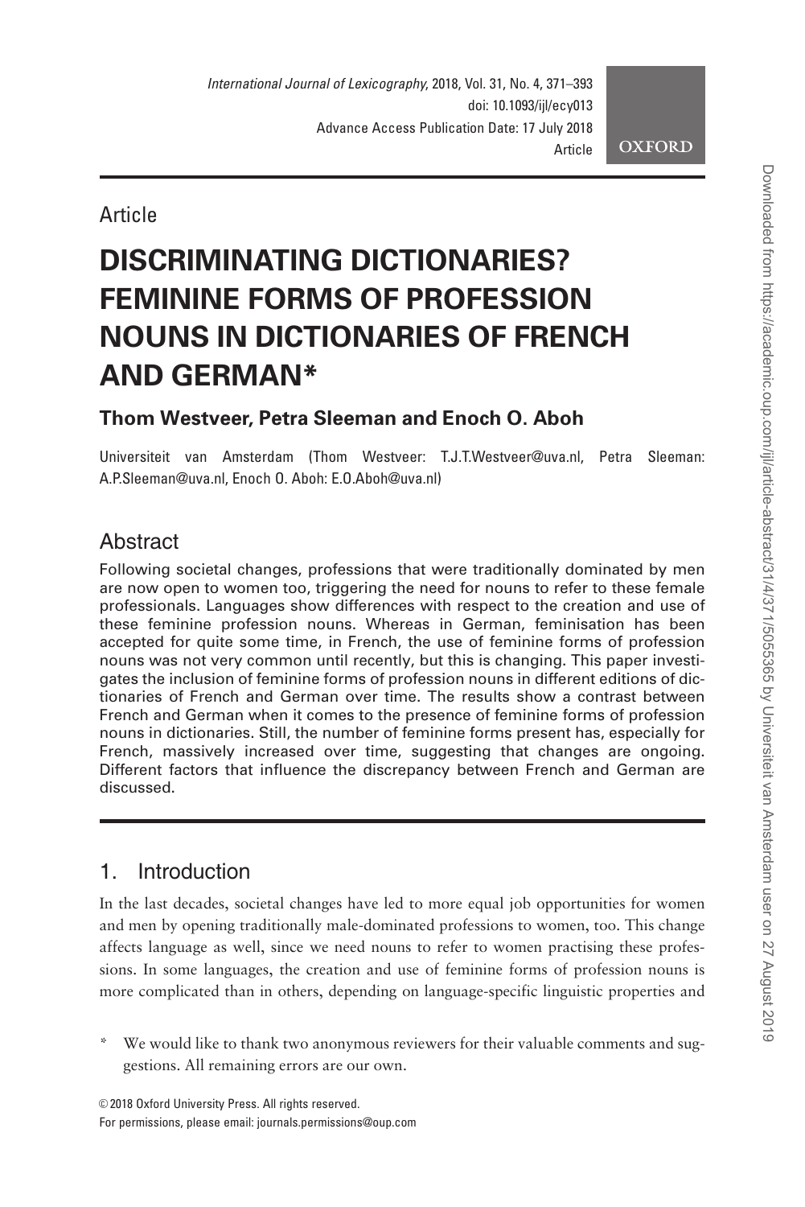Article

# DISCRIMINATING DICTIONARIES? FEMININE FORMS OF PROFESSION NOUNS IN DICTIONARIES OF FRENCH AND GERMAN*

**Thom Westveer, Petra Sleeman and Enoch O. Aboh**

Universiteit van Amsterdam (Thom Westveer: T.J.T.Westveer@uva.nl, Petra Sleeman: A.P.Sleeman@uva.nl, Enoch O. Aboh: E.O.Aboh@uva.nl)

## Abstract

Following societal changes, professions that were traditionally dominated by men are now open to women too, triggering the need for nouns to refer to these female professionals. Languages show differences with respect to the creation and use of these feminine profession nouns. Whereas in German, feminisation has been accepted for quite some time, in French, the use of feminine forms of profession nouns was not very common until recently, but this is changing. This paper investigates the inclusion of feminine forms of profession nouns in different editions of dictionaries of French and German over time. The results show a contrast between French and German when it comes to the presence of feminine forms of profession nouns in dictionaries. Still, the number of feminine forms present has, especially for French, massively increased over time, suggesting that changes are ongoing. Different factors that influence the discrepancy between French and German are discussed.

## 1. Introduction

In the last decades, societal changes have led to more equal job opportunities for women and men by opening traditionally male-dominated professions to women, too. This change affects language as well, since we need nouns to refer to women practising these professions. In some languages, the creation and use of feminine forms of profession nouns is more complicated than in others, depending on language-specific linguistic properties and

\* We would like to thank two anonymous reviewers for their valuable comments and suggestions. All remaining errors are our own.

© 2018 Oxford University Press. All rights reserved.
For permissions, please email: journals.permissions@oup.com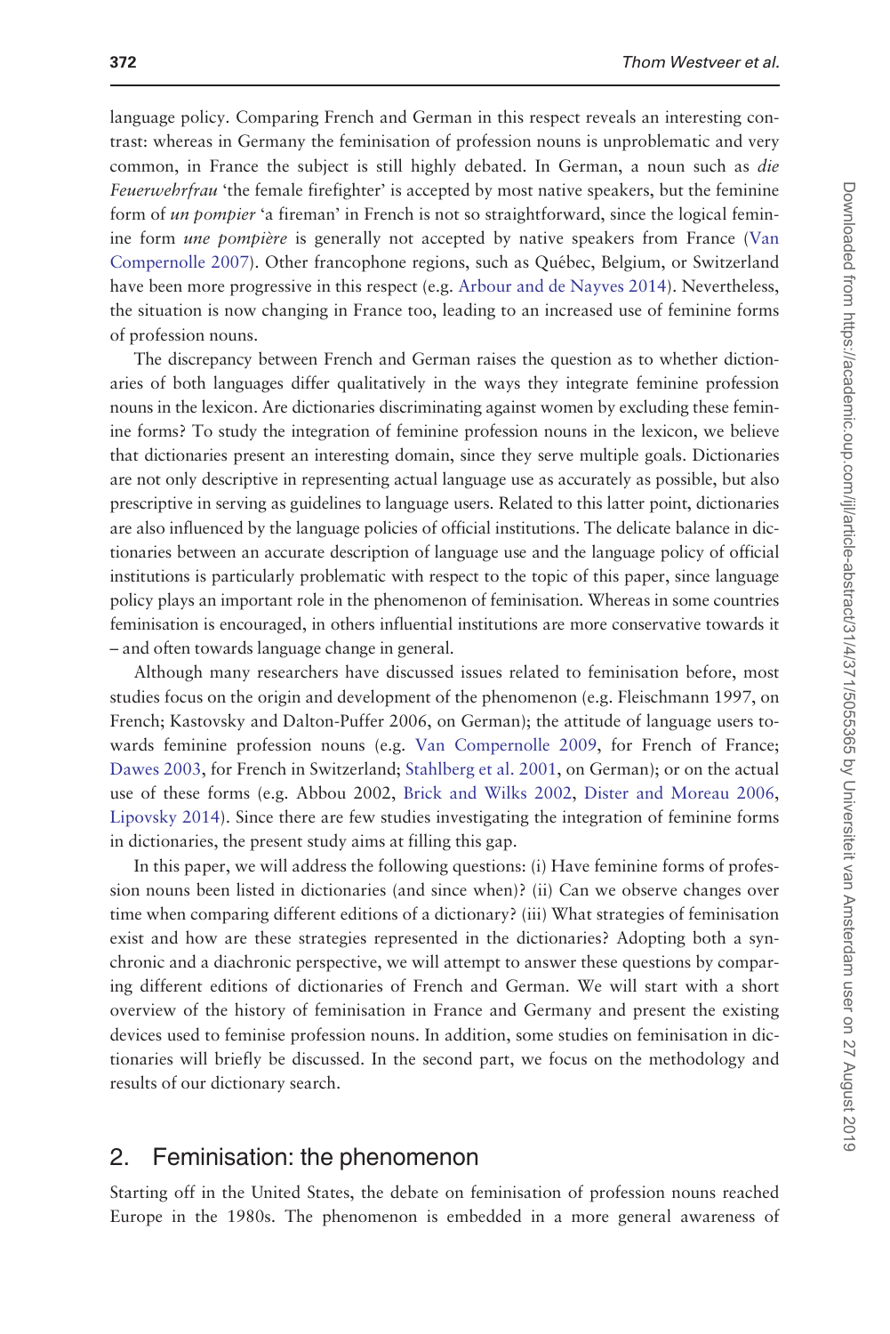language policy. Comparing French and German in this respect reveals an interesting contrast: whereas in Germany the feminisation of profession nouns is unproblematic and very common, in France the subject is still highly debated. In German, a noun such as *die Feuerwehrfrau* 'the female firefighter' is accepted by most native speakers, but the feminine form of *un pompier* 'a fireman' in French is not so straightforward, since the logical feminine form *une pompière* is generally not accepted by native speakers from France (Van Compernolle 2007). Other francophone regions, such as Québec, Belgium, or Switzerland have been more progressive in this respect (e.g. Arbour and de Nayves 2014). Nevertheless, the situation is now changing in France too, leading to an increased use of feminine forms of profession nouns.

The discrepancy between French and German raises the question as to whether dictionaries of both languages differ qualitatively in the ways they integrate feminine profession nouns in the lexicon. Are dictionaries discriminating against women by excluding these feminine forms? To study the integration of feminine profession nouns in the lexicon, we believe that dictionaries present an interesting domain, since they serve multiple goals. Dictionaries are not only descriptive in representing actual language use as accurately as possible, but also prescriptive in serving as guidelines to language users. Related to this latter point, dictionaries are also influenced by the language policies of official institutions. The delicate balance in dictionaries between an accurate description of language use and the language policy of official institutions is particularly problematic with respect to the topic of this paper, since language policy plays an important role in the phenomenon of feminisation. Whereas in some countries feminisation is encouraged, in others influential institutions are more conservative towards it – and often towards language change in general.

Although many researchers have discussed issues related to feminisation before, most studies focus on the origin and development of the phenomenon (e.g. Fleischmann 1997, on French; Kastovsky and Dalton-Puffer 2006, on German); the attitude of language users towards feminine profession nouns (e.g. Van Compernolle 2009, for French of France; Dawes 2003, for French in Switzerland; Stahlberg et al. 2001, on German); or on the actual use of these forms (e.g. Abbou 2002, Brick and Wilks 2002, Dister and Moreau 2006, Lipovsky 2014). Since there are few studies investigating the integration of feminine forms in dictionaries, the present study aims at filling this gap.

In this paper, we will address the following questions: (i) Have feminine forms of profession nouns been listed in dictionaries (and since when)? (ii) Can we observe changes over time when comparing different editions of a dictionary? (iii) What strategies of feminisation exist and how are these strategies represented in the dictionaries? Adopting both a synchronic and a diachronic perspective, we will attempt to answer these questions by comparing different editions of dictionaries of French and German. We will start with a short overview of the history of feminisation in France and Germany and present the existing devices used to feminise profession nouns. In addition, some studies on feminisation in dictionaries will briefly be discussed. In the second part, we focus on the methodology and results of our dictionary search.

## 2. Feminisation: the phenomenon

Starting off in the United States, the debate on feminisation of profession nouns reached Europe in the 1980s. The phenomenon is embedded in a more general awareness of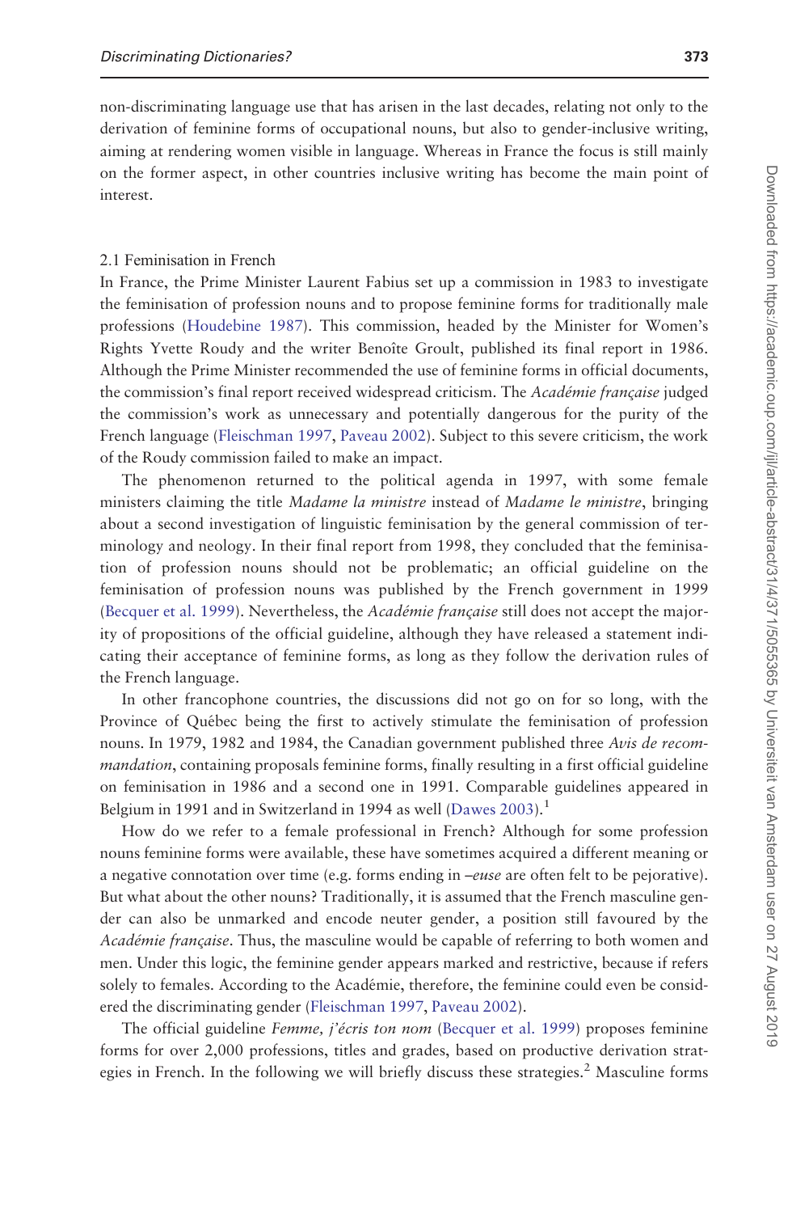non-discriminating language use that has arisen in the last decades, relating not only to the derivation of feminine forms of occupational nouns, but also to gender-inclusive writing, aiming at rendering women visible in language. Whereas in France the focus is still mainly on the former aspect, in other countries inclusive writing has become the main point of interest.

### 2.1 Feminisation in French

In France, the Prime Minister Laurent Fabius set up a commission in 1983 to investigate the feminisation of profession nouns and to propose feminine forms for traditionally male professions (Houdebine 1987). This commission, headed by the Minister for Women's Rights Yvette Roudy and the writer Benoîte Groult, published its final report in 1986. Although the Prime Minister recommended the use of feminine forms in official documents, the commission's final report received widespread criticism. The *Académie française* judged the commission's work as unnecessary and potentially dangerous for the purity of the French language (Fleischman 1997, Paveau 2002). Subject to this severe criticism, the work of the Roudy commission failed to make an impact.

The phenomenon returned to the political agenda in 1997, with some female ministers claiming the title *Madame la ministre* instead of *Madame le ministre*, bringing about a second investigation of linguistic feminisation by the general commission of terminology and neology. In their final report from 1998, they concluded that the feminisation of profession nouns should not be problematic; an official guideline on the feminisation of profession nouns was published by the French government in 1999 (Becquer et al. 1999). Nevertheless, the *Académie française* still does not accept the majority of propositions of the official guideline, although they have released a statement indicating their acceptance of feminine forms, as long as they follow the derivation rules of the French language.

In other francophone countries, the discussions did not go on for so long, with the Province of Québec being the first to actively stimulate the feminisation of profession nouns. In 1979, 1982 and 1984, the Canadian government published three *Avis de recommandation*, containing proposals feminine forms, finally resulting in a first official guideline on feminisation in 1986 and a second one in 1991. Comparable guidelines appeared in Belgium in 1991 and in Switzerland in 1994 as well (Dawes 2003).[1]

How do we refer to a female professional in French? Although for some profession nouns feminine forms were available, these have sometimes acquired a different meaning or a negative connotation over time (e.g. forms ending in *–euse* are often felt to be pejorative). But what about the other nouns? Traditionally, it is assumed that the French masculine gender can also be unmarked and encode neuter gender, a position still favoured by the *Académie française*. Thus, the masculine would be capable of referring to both women and men. Under this logic, the feminine gender appears marked and restrictive, because if refers solely to females. According to the Académie, therefore, the feminine could even be considered the discriminating gender (Fleischman 1997, Paveau 2002).

The official guideline *Femme, j'écris ton nom* (Becquer et al. 1999) proposes feminine forms for over 2,000 professions, titles and grades, based on productive derivation strategies in French. In the following we will briefly discuss these strategies.[2] Masculine forms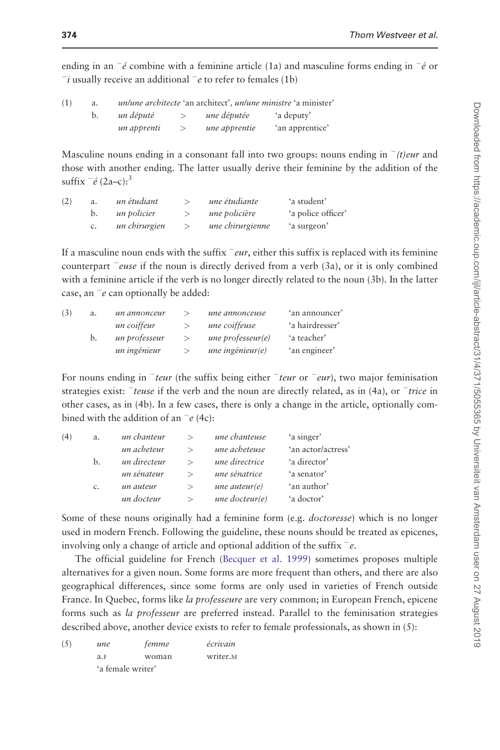ending in an ‾*é* combine with a feminine article (1a) and masculine forms ending in ‾*é* or ‾*i* usually receive an additional ‾*e* to refer to females (1b)

| (1) | a. | *un/une architecte* 'an architect', *un/une ministre* 'a minister' | | | |
|---|---|---|---|---|---|
| | b. | *un député* | > | *une députée* | 'a deputy' |
| | | *un apprenti* | > | *une apprentie* | 'an apprentice' |

Masculine nouns ending in a consonant fall into two groups: nouns ending in ‾*(t)eur* and those with another ending. The latter usually derive their feminine by the addition of the suffix ‾*é* (2a–c):[3]

| (2) | a. | *un étudiant* | > | *une étudiante* | 'a student' |
|---|---|---|---|---|---|
| | b. | *un policier* | > | *une policière* | 'a police officer' |
| | c. | *un chirurgien* | > | *une chirurgienne* | 'a surgeon' |

If a masculine noun ends with the suffix ‾*eur*, either this suffix is replaced with its feminine counterpart ‾*euse* if the noun is directly derived from a verb (3a), or it is only combined with a feminine article if the verb is no longer directly related to the noun (3b). In the latter case, an ‾*e* can optionally be added:

| (3) | a. | *un annonceur* | > | *une annonceuse* | 'an announcer' |
|---|---|---|---|---|---|
| | | *un coiffeur* | > | *une coiffeuse* | 'a hairdresser' |
| | b. | *un professeur* | > | *une professeur(e)* | 'a teacher' |
| | | *un ingénieur* | > | *une ingénieur(e)* | 'an engineer' |

For nouns ending in ‾*teur* (the suffix being either ‾*teur* or ‾*eur*), two major feminisation strategies exist: ‾*teuse* if the verb and the noun are directly related, as in (4a), or ‾*trice* in other cases, as in (4b). In a few cases, there is only a change in the article, optionally combined with the addition of an ‾*e* (4c):

| (4) | a. | *un chanteur* | > | *une chanteuse* | 'a singer' |
|---|---|---|---|---|---|
| | | *un acheteur* | > | *une acheteuse* | 'an actor/actress' |
| | b. | *un directeur* | > | *une directrice* | 'a director' |
| | | *un sénateur* | > | *une sénatrice* | 'a senator' |
| | c. | *un auteur* | > | *une auteur(e)* | 'an author' |
| | | *un docteur* | > | *une docteur(e)* | 'a doctor' |

Some of these nouns originally had a feminine form (e.g. *doctoresse*) which is no longer used in modern French. Following the guideline, these nouns should be treated as epicenes, involving only a change of article and optional addition of the suffix ‾*e*.

The official guideline for French (Becquer et al. 1999) sometimes proposes multiple alternatives for a given noun. Some forms are more frequent than others, and there are also geographical differences, since some forms are only used in varieties of French outside France. In Quebec, forms like *la professeure* are very common; in European French, epicene forms such as *la professeur* are preferred instead. Parallel to the feminisation strategies described above, another device exists to refer to female professionals, as shown in (5):

| (5) | *une* | *femme* | *écrivain* |
|---|---|---|---|
| | a.F | woman | writer.M |
| | 'a female writer' | | |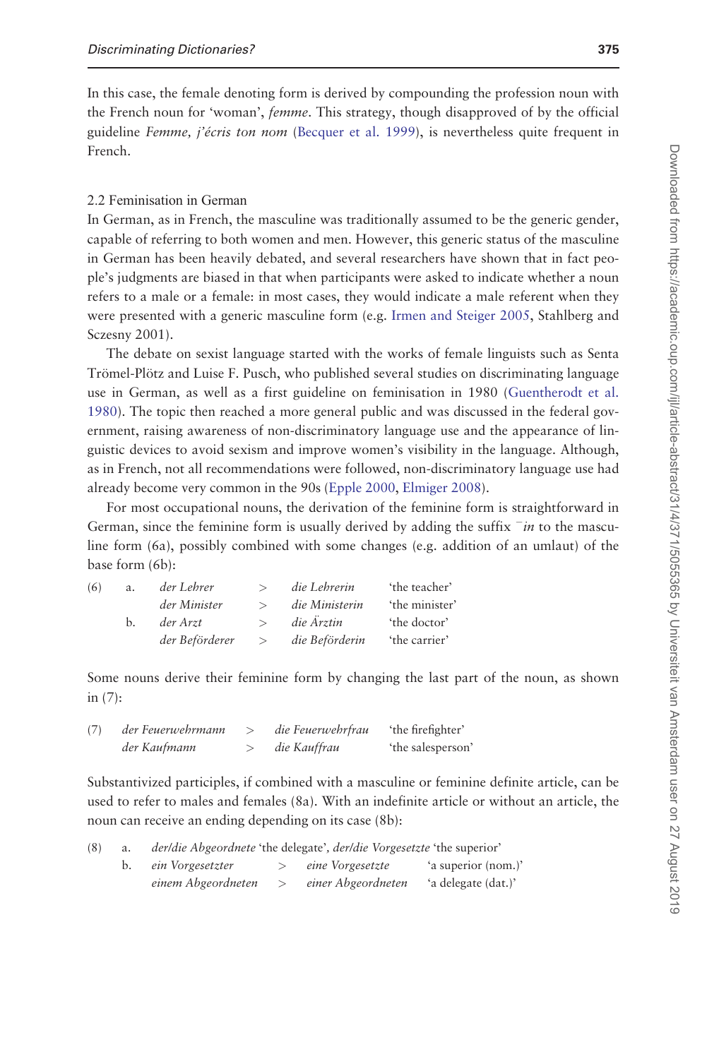In this case, the female denoting form is derived by compounding the profession noun with the French noun for 'woman', *femme*. This strategy, though disapproved of by the official guideline *Femme, j'écris ton nom* (Becquer et al. 1999), is nevertheless quite frequent in French.

### 2.2 Feminisation in German

In German, as in French, the masculine was traditionally assumed to be the generic gender, capable of referring to both women and men. However, this generic status of the masculine in German has been heavily debated, and several researchers have shown that in fact people's judgments are biased in that when participants were asked to indicate whether a noun refers to a male or a female: in most cases, they would indicate a male referent when they were presented with a generic masculine form (e.g. Irmen and Steiger 2005, Stahlberg and Sczesny 2001).

The debate on sexist language started with the works of female linguists such as Senta Trömel-Plötz and Luise F. Pusch, who published several studies on discriminating language use in German, as well as a first guideline on feminisation in 1980 (Guentherodt et al. 1980). The topic then reached a more general public and was discussed in the federal government, raising awareness of non-discriminatory language use and the appearance of linguistic devices to avoid sexism and improve women's visibility in the language. Although, as in French, not all recommendations were followed, non-discriminatory language use had already become very common in the 90s (Epple 2000, Elmiger 2008).

For most occupational nouns, the derivation of the feminine form is straightforward in German, since the feminine form is usually derived by adding the suffix ⁻*in* to the masculine form (6a), possibly combined with some changes (e.g. addition of an umlaut) of the base form (6b):

| | | | | | |
|---|---|---|---|---|---|
| (6) | a. | *der Lehrer* | > | *die Lehrerin* | 'the teacher' |
| | | *der Minister* | > | *die Ministerin* | 'the minister' |
| | b. | *der Arzt* | > | *die Ärztin* | 'the doctor' |
| | | *der Beförderer* | > | *die Beförderin* | 'the carrier' |

Some nouns derive their feminine form by changing the last part of the noun, as shown in (7):

| | | | | |
|---|---|---|---|---|
| (7) | *der Feuerwehrmann* | > | *die Feuerwehrfrau* | 'the firefighter' |
| | *der Kaufmann* | > | *die Kauffrau* | 'the salesperson' |

Substantivized participles, if combined with a masculine or feminine definite article, can be used to refer to males and females (8a). With an indefinite article or without an article, the noun can receive an ending depending on its case (8b):

(8) a. *der/die Abgeordnete* 'the delegate', *der/die Vorgesetzte* 'the superior'

| | | | | |
|---|---|---|---|---|
| b. | *ein Vorgesetzter* | > | *eine Vorgesetzte* | 'a superior (nom.)' |
| | *einem Abgeordneten* | > | *einer Abgeordneten* | 'a delegate (dat.)' |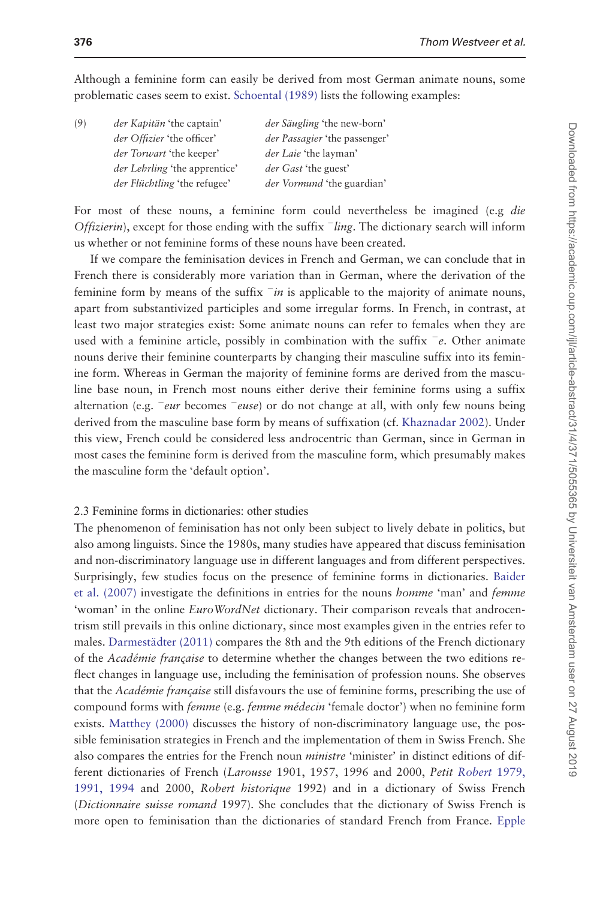Although a feminine form can easily be derived from most German animate nouns, some problematic cases seem to exist. Schoental (1989) lists the following examples:

| | | |
|---|---|---|
| (9) | *der Kapitän* 'the captain' | *der Säugling* 'the new-born' |
| | *der Offizier* 'the officer' | *der Passagier* 'the passenger' |
| | *der Torwart* 'the keeper' | *der Laie* 'the layman' |
| | *der Lehrling* 'the apprentice' | *der Gast* 'the guest' |
| | *der Flüchtling* 'the refugee' | *der Vormund* 'the guardian' |

For most of these nouns, a feminine form could nevertheless be imagined (e.g *die Offizierin*), except for those ending with the suffix ¯*ling*. The dictionary search will inform us whether or not feminine forms of these nouns have been created.

If we compare the feminisation devices in French and German, we can conclude that in French there is considerably more variation than in German, where the derivation of the feminine form by means of the suffix ¯*in* is applicable to the majority of animate nouns, apart from substantivized participles and some irregular forms. In French, in contrast, at least two major strategies exist: Some animate nouns can refer to females when they are used with a feminine article, possibly in combination with the suffix ¯*e*. Other animate nouns derive their feminine counterparts by changing their masculine suffix into its feminine form. Whereas in German the majority of feminine forms are derived from the masculine base noun, in French most nouns either derive their feminine forms using a suffix alternation (e.g. ¯*eur* becomes ¯*euse*) or do not change at all, with only few nouns being derived from the masculine base form by means of suffixation (cf. Khaznadar 2002). Under this view, French could be considered less androcentric than German, since in German in most cases the feminine form is derived from the masculine form, which presumably makes the masculine form the 'default option'.

### 2.3 Feminine forms in dictionaries: other studies

The phenomenon of feminisation has not only been subject to lively debate in politics, but also among linguists. Since the 1980s, many studies have appeared that discuss feminisation and non-discriminatory language use in different languages and from different perspectives. Surprisingly, few studies focus on the presence of feminine forms in dictionaries. Baider et al. (2007) investigate the definitions in entries for the nouns *homme* 'man' and *femme* 'woman' in the online *EuroWordNet* dictionary. Their comparison reveals that androcentrism still prevails in this online dictionary, since most examples given in the entries refer to males. Darmestädter (2011) compares the 8th and the 9th editions of the French dictionary of the *Académie française* to determine whether the changes between the two editions reflect changes in language use, including the feminisation of profession nouns. She observes that the *Académie française* still disfavours the use of feminine forms, prescribing the use of compound forms with *femme* (e.g. *femme médecin* 'female doctor') when no feminine form exists. Matthey (2000) discusses the history of non-discriminatory language use, the possible feminisation strategies in French and the implementation of them in Swiss French. She also compares the entries for the French noun *ministre* 'minister' in distinct editions of different dictionaries of French (*Larousse* 1901, 1957, 1996 and 2000, *Petit Robert* 1979, 1991, 1994 and 2000, *Robert historique* 1992) and in a dictionary of Swiss French (*Dictionnaire suisse romand* 1997). She concludes that the dictionary of Swiss French is more open to feminisation than the dictionaries of standard French from France. Epple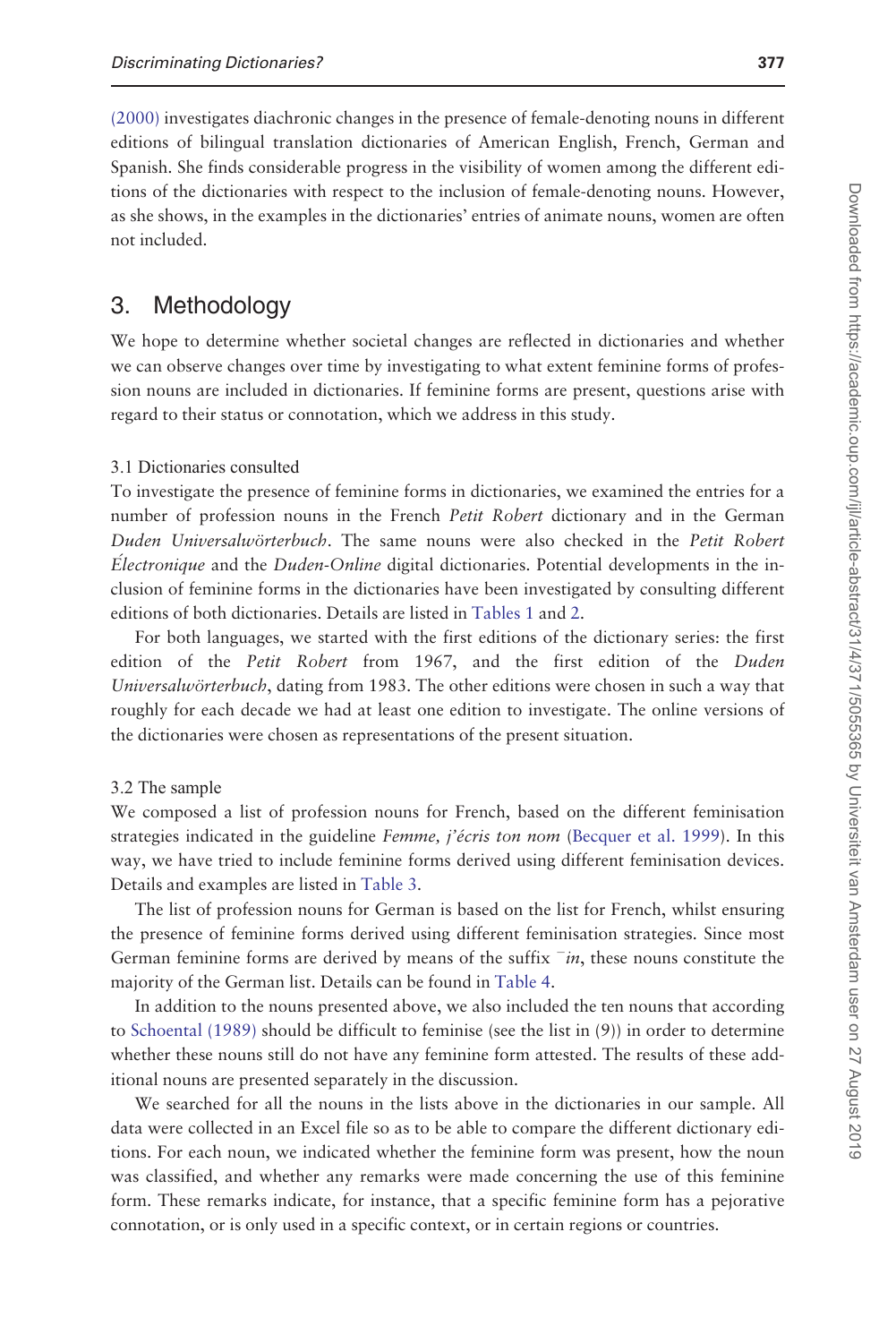(2000) investigates diachronic changes in the presence of female-denoting nouns in different editions of bilingual translation dictionaries of American English, French, German and Spanish. She finds considerable progress in the visibility of women among the different editions of the dictionaries with respect to the inclusion of female-denoting nouns. However, as she shows, in the examples in the dictionaries' entries of animate nouns, women are often not included.

## 3. Methodology

We hope to determine whether societal changes are reflected in dictionaries and whether we can observe changes over time by investigating to what extent feminine forms of profession nouns are included in dictionaries. If feminine forms are present, questions arise with regard to their status or connotation, which we address in this study.

### 3.1 Dictionaries consulted

To investigate the presence of feminine forms in dictionaries, we examined the entries for a number of profession nouns in the French *Petit Robert* dictionary and in the German *Duden Universalwörterbuch*. The same nouns were also checked in the *Petit Robert Électronique* and the *Duden-Online* digital dictionaries. Potential developments in the inclusion of feminine forms in the dictionaries have been investigated by consulting different editions of both dictionaries. Details are listed in Tables 1 and 2.

For both languages, we started with the first editions of the dictionary series: the first edition of the *Petit Robert* from 1967, and the first edition of the *Duden Universalwörterbuch*, dating from 1983. The other editions were chosen in such a way that roughly for each decade we had at least one edition to investigate. The online versions of the dictionaries were chosen as representations of the present situation.

### 3.2 The sample

We composed a list of profession nouns for French, based on the different feminisation strategies indicated in the guideline *Femme, j'écris ton nom* (Becquer et al. 1999). In this way, we have tried to include feminine forms derived using different feminisation devices. Details and examples are listed in Table 3.

The list of profession nouns for German is based on the list for French, whilst ensuring the presence of feminine forms derived using different feminisation strategies. Since most German feminine forms are derived by means of the suffix *⁻in*, these nouns constitute the majority of the German list. Details can be found in Table 4.

In addition to the nouns presented above, we also included the ten nouns that according to Schoental (1989) should be difficult to feminise (see the list in (9)) in order to determine whether these nouns still do not have any feminine form attested. The results of these additional nouns are presented separately in the discussion.

We searched for all the nouns in the lists above in the dictionaries in our sample. All data were collected in an Excel file so as to be able to compare the different dictionary editions. For each noun, we indicated whether the feminine form was present, how the noun was classified, and whether any remarks were made concerning the use of this feminine form. These remarks indicate, for instance, that a specific feminine form has a pejorative connotation, or is only used in a specific context, or in certain regions or countries.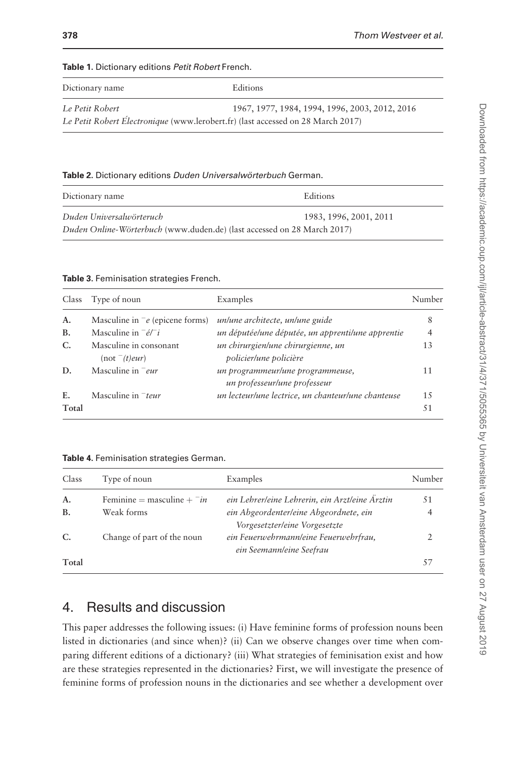**Table 1.** Dictionary editions *Petit Robert* French.

| Dictionary name | Editions |
|---|---|
| *Le Petit Robert* | 1967, 1977, 1984, 1994, 1996, 2003, 2012, 2016 |
| *Le Petit Robert Électronique* (www.lerobert.fr) (last accessed on 28 March 2017) | |

**Table 2.** Dictionary editions *Duden Universalwörterbuch* German.

| Dictionary name | Editions |
|---|---|
| *Duden Universalwörteruch* | 1983, 1996, 2001, 2011 |
| *Duden Online-Wörterbuch* (www.duden.de) (last accessed on 28 March 2017) | |

**Table 3.** Feminisation strategies French.

| Class | Type of noun | Examples | Number |
|---|---|---|---|
| **A.** | Masculine in ‾*e* (epicene forms) | *un/une architecte, un/une guide* | 8 |
| **B.** | Masculine in ‾*é*/‾*i* | *un député/une députée, un apprenti/une apprentie* | 4 |
| **C.** | Masculine in consonant (not ‾*(t)eur*) | *un chirurgien/une chirurgienne, un policier/une policière* | 13 |
| **D.** | Masculine in ‾*eur* | *un programmeur/une programmeuse, un professeur/une professeur* | 11 |
| **E.** | Masculine in ‾*teur* | *un lecteur/une lectrice, un chanteur/une chanteuse* | 15 |
| **Total** | | | 51 |

**Table 4.** Feminisation strategies German.

| Class | Type of noun | Examples | Number |
|---|---|---|---|
| **A.** | Feminine = masculine + ‾*in* | *ein Lehrer/eine Lehrerin, ein Arzt/eine Ärztin* | 51 |
| **B.** | Weak forms | *ein Abgeordenter/eine Abgeordnete, ein Vorgesetzter/eine Vorgesetzte* | 4 |
| **C.** | Change of part of the noun | *ein Feuerwehrmann/eine Feuerwehrfrau, ein Seemann/eine Seefrau* | 2 |
| **Total** | | | 57 |

## 4. Results and discussion

This paper addresses the following issues: (i) Have feminine forms of profession nouns been listed in dictionaries (and since when)? (ii) Can we observe changes over time when comparing different editions of a dictionary? (iii) What strategies of feminisation exist and how are these strategies represented in the dictionaries? First, we will investigate the presence of feminine forms of profession nouns in the dictionaries and see whether a development over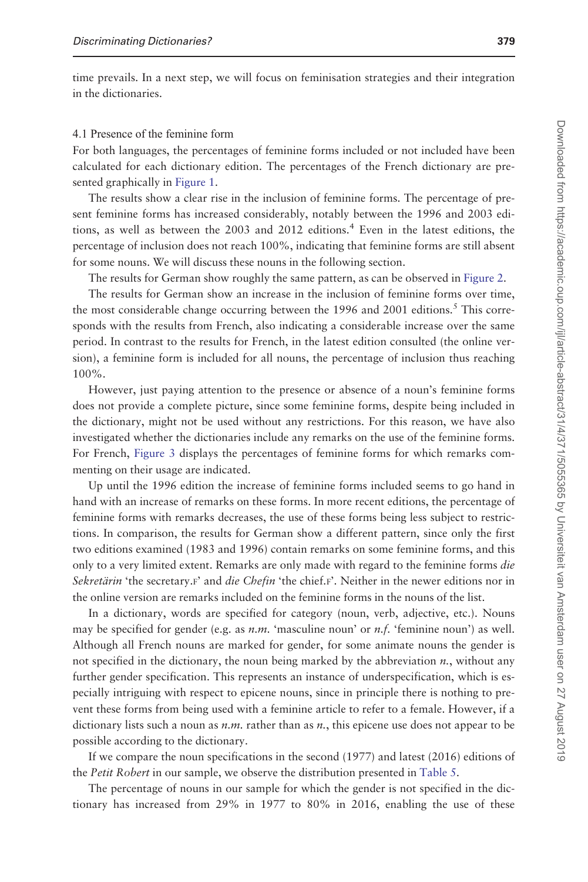time prevails. In a next step, we will focus on feminisation strategies and their integration in the dictionaries.

### 4.1 Presence of the feminine form

For both languages, the percentages of feminine forms included or not included have been calculated for each dictionary edition. The percentages of the French dictionary are presented graphically in Figure 1.

The results show a clear rise in the inclusion of feminine forms. The percentage of present feminine forms has increased considerably, notably between the 1996 and 2003 editions, as well as between the 2003 and 2012 editions.[4] Even in the latest editions, the percentage of inclusion does not reach 100%, indicating that feminine forms are still absent for some nouns. We will discuss these nouns in the following section.

The results for German show roughly the same pattern, as can be observed in Figure 2.

The results for German show an increase in the inclusion of feminine forms over time, the most considerable change occurring between the 1996 and 2001 editions.[5] This corresponds with the results from French, also indicating a considerable increase over the same period. In contrast to the results for French, in the latest edition consulted (the online version), a feminine form is included for all nouns, the percentage of inclusion thus reaching 100%.

However, just paying attention to the presence or absence of a noun's feminine forms does not provide a complete picture, since some feminine forms, despite being included in the dictionary, might not be used without any restrictions. For this reason, we have also investigated whether the dictionaries include any remarks on the use of the feminine forms. For French, Figure 3 displays the percentages of feminine forms for which remarks commenting on their usage are indicated.

Up until the 1996 edition the increase of feminine forms included seems to go hand in hand with an increase of remarks on these forms. In more recent editions, the percentage of feminine forms with remarks decreases, the use of these forms being less subject to restrictions. In comparison, the results for German show a different pattern, since only the first two editions examined (1983 and 1996) contain remarks on some feminine forms, and this only to a very limited extent. Remarks are only made with regard to the feminine forms *die Sekretärin* 'the secretary.F' and *die Chefin* 'the chief.F'. Neither in the newer editions nor in the online version are remarks included on the feminine forms in the nouns of the list.

In a dictionary, words are specified for category (noun, verb, adjective, etc.). Nouns may be specified for gender (e.g. as *n.m.* 'masculine noun' or *n.f.* 'feminine noun') as well. Although all French nouns are marked for gender, for some animate nouns the gender is not specified in the dictionary, the noun being marked by the abbreviation *n.*, without any further gender specification. This represents an instance of underspecification, which is especially intriguing with respect to epicene nouns, since in principle there is nothing to prevent these forms from being used with a feminine article to refer to a female. However, if a dictionary lists such a noun as *n.m.* rather than as *n.*, this epicene use does not appear to be possible according to the dictionary.

If we compare the noun specifications in the second (1977) and latest (2016) editions of the *Petit Robert* in our sample, we observe the distribution presented in Table 5.

The percentage of nouns in our sample for which the gender is not specified in the dictionary has increased from 29% in 1977 to 80% in 2016, enabling the use of these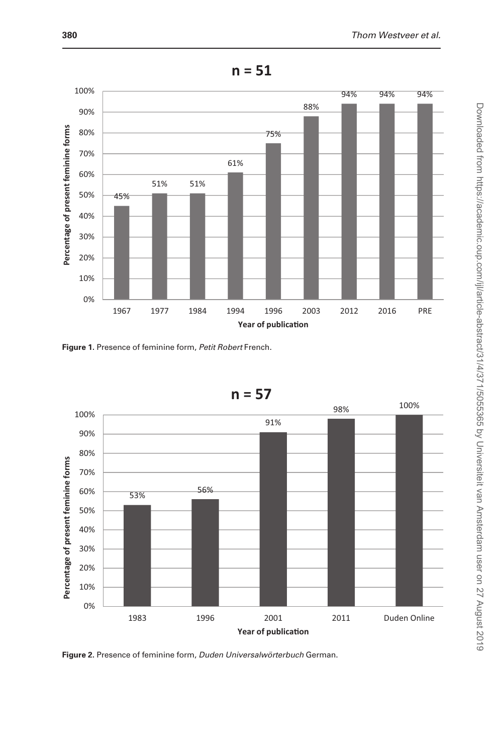**n = 51**

| Year of publication | 1967 | 1977 | 1984 | 1994 | 1996 | 2003 | 2012 | 2016 | PRE |
|---|---|---|---|---|---|---|---|---|---|
| Percentage of present feminine forms | 45% | 51% | 51% | 61% | 75% | 88% | 94% | 94% | 94% |

**Figure 1.** Presence of feminine form, *Petit Robert* French.

**n = 57**

| Year of publication | 1983 | 1996 | 2001 | 2011 | Duden Online |
|---|---|---|---|---|---|
| Percentage of present feminine forms | 53% | 56% | 91% | 98% | 100% |

**Figure 2.** Presence of feminine form, *Duden Universalwörterbuch* German.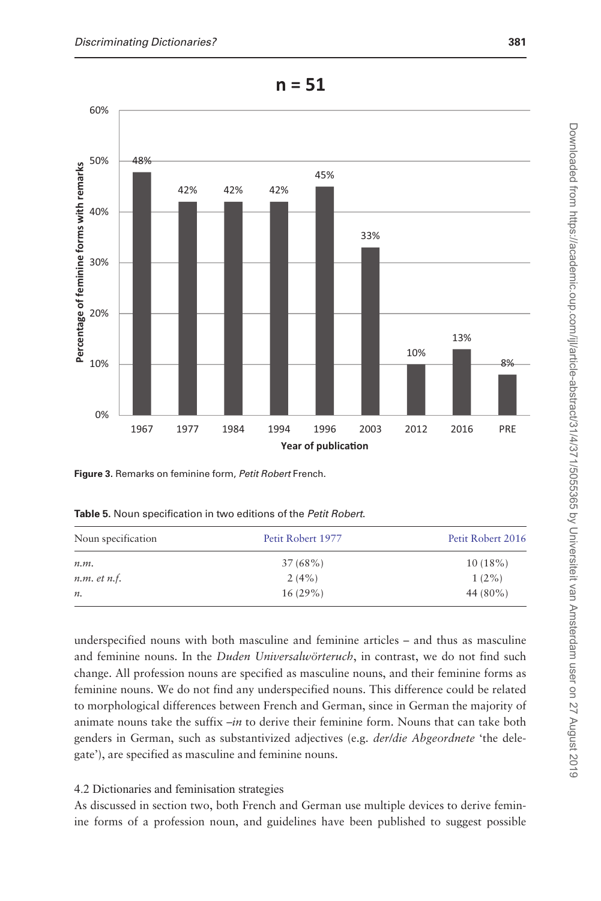**Figure 3.** Remarks on feminine form, *Petit Robert* French.

**Table 5.** Noun specification in two editions of the *Petit Robert*.

| Noun specification | Petit Robert 1977 | Petit Robert 2016 |
|---|---|---|
| *n.m.* | 37 (68%) | 10 (18%) |
| *n.m. et n.f.* | 2 (4%) | 1 (2%) |
| *n.* | 16 (29%) | 44 (80%) |

underspecified nouns with both masculine and feminine articles – and thus as masculine and feminine nouns. In the *Duden Universalwörteruch*, in contrast, we do not find such change. All profession nouns are specified as masculine nouns, and their feminine forms as feminine nouns. We do not find any underspecified nouns. This difference could be related to morphological differences between French and German, since in German the majority of animate nouns take the suffix –*in* to derive their feminine form. Nouns that can take both genders in German, such as substantivized adjectives (e.g. *der/die Abgeordnete* 'the delegate'), are specified as masculine and feminine nouns.

### 4.2 Dictionaries and feminisation strategies

As discussed in section two, both French and German use multiple devices to derive feminine forms of a profession noun, and guidelines have been published to suggest possible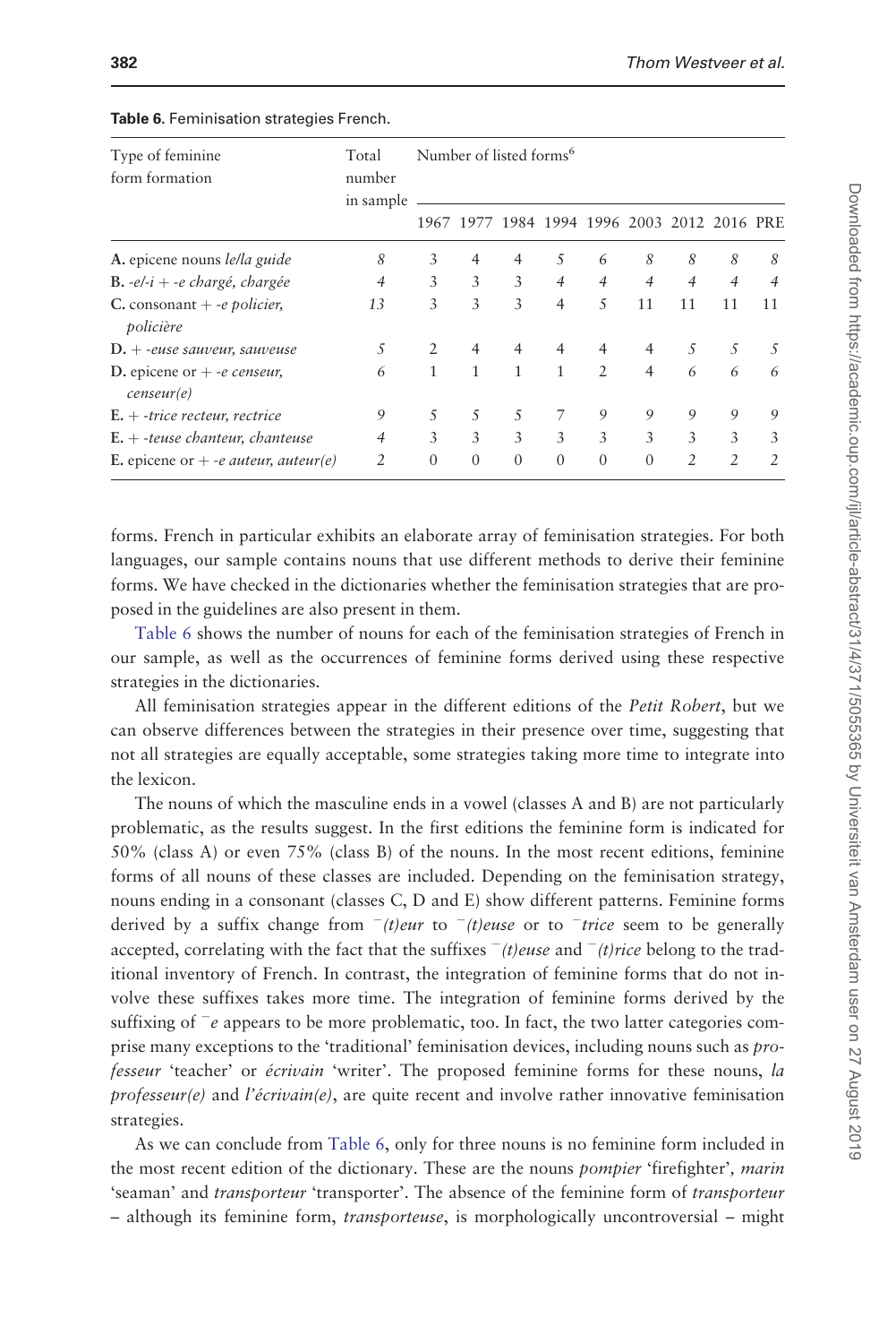**Table 6.** Feminisation strategies French.

| Type of feminine form formation | Total number in sample | Number of listed forms[6] | | | | | | | | |
|---|---|---|---|---|---|---|---|---|---|---|
| | | 1967 | 1977 | 1984 | 1994 | 1996 | 2003 | 2012 | 2016 | PRE |
| **A.** epicene nouns *le/la guide* | *8* | 3 | 4 | 4 | 5 | 6 | 8 | 8 | 8 | 8 |
| **B.** *-e/-i* + *-e chargé, chargée* | *4* | 3 | 3 | 3 | 4 | 4 | 4 | 4 | 4 | 4 |
| **C.** consonant + *-e policier, policière* | *13* | 3 | 3 | 3 | 4 | 5 | 11 | 11 | 11 | 11 |
| **D.** + *-euse sauveur, sauveuse* | *5* | 2 | 4 | 4 | 4 | 4 | 4 | 5 | 5 | 5 |
| **D.** epicene or + *-e censeur, censeur(e)* | *6* | 1 | 1 | 1 | 1 | 2 | 4 | 6 | 6 | 6 |
| **E.** + *-trice recteur, rectrice* | *9* | 5 | 5 | 5 | 7 | 9 | 9 | 9 | 9 | 9 |
| **E.** + *-teuse chanteur, chanteuse* | *4* | 3 | 3 | 3 | 3 | 3 | 3 | 3 | 3 | 3 |
| **E.** epicene or + *-e auteur, auteur(e)* | *2* | 0 | 0 | 0 | 0 | 0 | 0 | 2 | 2 | 2 |

forms. French in particular exhibits an elaborate array of feminisation strategies. For both languages, our sample contains nouns that use different methods to derive their feminine forms. We have checked in the dictionaries whether the feminisation strategies that are proposed in the guidelines are also present in them.

Table 6 shows the number of nouns for each of the feminisation strategies of French in our sample, as well as the occurrences of feminine forms derived using these respective strategies in the dictionaries.

All feminisation strategies appear in the different editions of the *Petit Robert*, but we can observe differences between the strategies in their presence over time, suggesting that not all strategies are equally acceptable, some strategies taking more time to integrate into the lexicon.

The nouns of which the masculine ends in a vowel (classes A and B) are not particularly problematic, as the results suggest. In the first editions the feminine form is indicated for 50% (class A) or even 75% (class B) of the nouns. In the most recent editions, feminine forms of all nouns of these classes are included. Depending on the feminisation strategy, nouns ending in a consonant (classes C, D and E) show different patterns. Feminine forms derived by a suffix change from ⁻*(t)eur* to ⁻*(t)euse* or to ⁻*trice* seem to be generally accepted, correlating with the fact that the suffixes ⁻*(t)euse* and ⁻*(t)rice* belong to the traditional inventory of French. In contrast, the integration of feminine forms that do not involve these suffixes takes more time. The integration of feminine forms derived by the suffixing of ⁻*e* appears to be more problematic, too. In fact, the two latter categories comprise many exceptions to the 'traditional' feminisation devices, including nouns such as *professeur* 'teacher' or *écrivain* 'writer'. The proposed feminine forms for these nouns, *la professeur(e)* and *l'écrivain(e)*, are quite recent and involve rather innovative feminisation strategies.

As we can conclude from Table 6, only for three nouns is no feminine form included in the most recent edition of the dictionary. These are the nouns *pompier* 'firefighter', *marin* 'seaman' and *transporteur* 'transporter'. The absence of the feminine form of *transporteur* – although its feminine form, *transporteuse*, is morphologically uncontroversial – might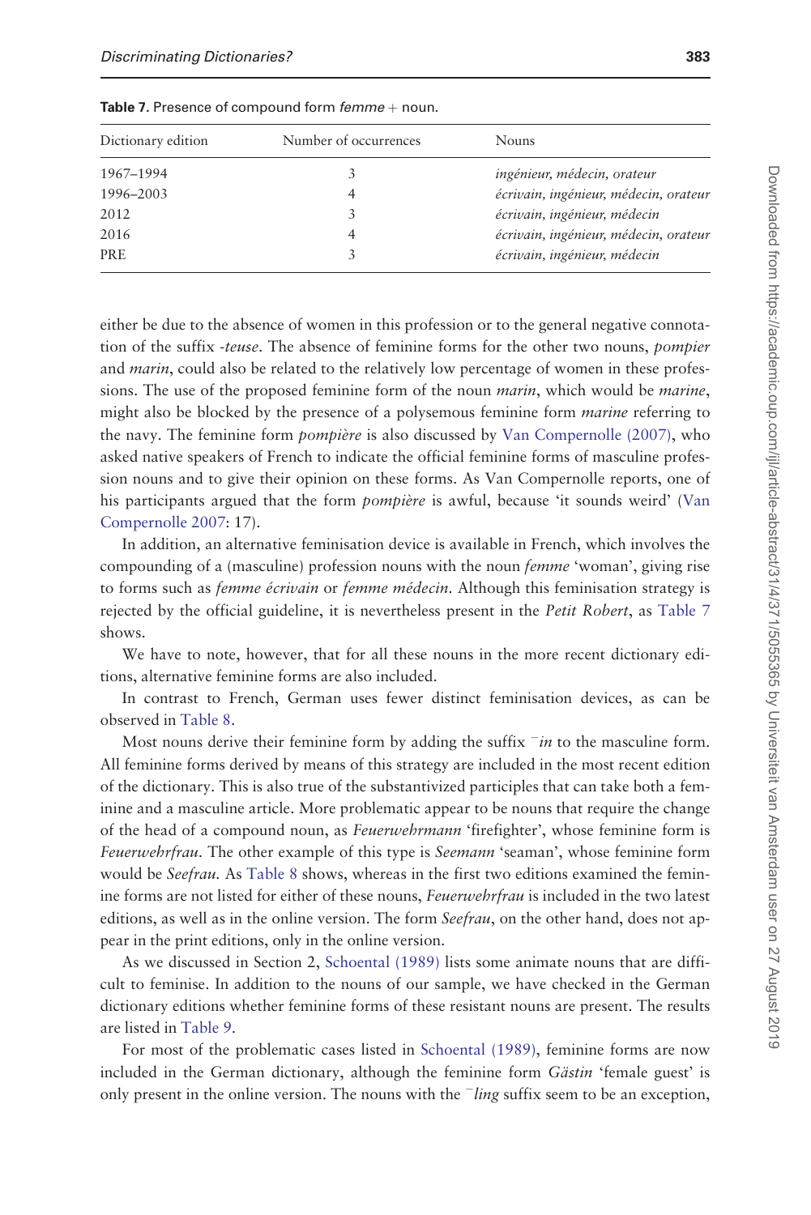**Table 7.** Presence of compound form *femme* + noun.

| Dictionary edition | Number of occurrences | Nouns |
|---|---|---|
| 1967–1994 | 3 | *ingénieur, médecin, orateur* |
| 1996–2003 | 4 | *écrivain, ingénieur, médecin, orateur* |
| 2012 | 3 | *écrivain, ingénieur, médecin* |
| 2016 | 4 | *écrivain, ingénieur, médecin, orateur* |
| PRE | 3 | *écrivain, ingénieur, médecin* |

either be due to the absence of women in this profession or to the general negative connotation of the suffix *-teuse*. The absence of feminine forms for the other two nouns, *pompier* and *marin*, could also be related to the relatively low percentage of women in these professions. The use of the proposed feminine form of the noun *marin*, which would be *marine*, might also be blocked by the presence of a polysemous feminine form *marine* referring to the navy. The feminine form *pompière* is also discussed by Van Compernolle (2007), who asked native speakers of French to indicate the official feminine forms of masculine profession nouns and to give their opinion on these forms. As Van Compernolle reports, one of his participants argued that the form *pompière* is awful, because 'it sounds weird' (Van Compernolle 2007: 17).

In addition, an alternative feminisation device is available in French, which involves the compounding of a (masculine) profession nouns with the noun *femme* 'woman', giving rise to forms such as *femme écrivain* or *femme médecin*. Although this feminisation strategy is rejected by the official guideline, it is nevertheless present in the *Petit Robert*, as Table 7 shows.

We have to note, however, that for all these nouns in the more recent dictionary editions, alternative feminine forms are also included.

In contrast to French, German uses fewer distinct feminisation devices, as can be observed in Table 8.

Most nouns derive their feminine form by adding the suffix ⁻*in* to the masculine form. All feminine forms derived by means of this strategy are included in the most recent edition of the dictionary. This is also true of the substantivized participles that can take both a feminine and a masculine article. More problematic appear to be nouns that require the change of the head of a compound noun, as *Feuerwehrmann* 'firefighter', whose feminine form is *Feuerwehrfrau*. The other example of this type is *Seemann* 'seaman', whose feminine form would be *Seefrau*. As Table 8 shows, whereas in the first two editions examined the feminine forms are not listed for either of these nouns, *Feuerwehrfrau* is included in the two latest editions, as well as in the online version. The form *Seefrau*, on the other hand, does not appear in the print editions, only in the online version.

As we discussed in Section 2, Schoental (1989) lists some animate nouns that are difficult to feminise. In addition to the nouns of our sample, we have checked in the German dictionary editions whether feminine forms of these resistant nouns are present. The results are listed in Table 9.

For most of the problematic cases listed in Schoental (1989), feminine forms are now included in the German dictionary, although the feminine form *Gästin* 'female guest' is only present in the online version. The nouns with the ⁻*ling* suffix seem to be an exception,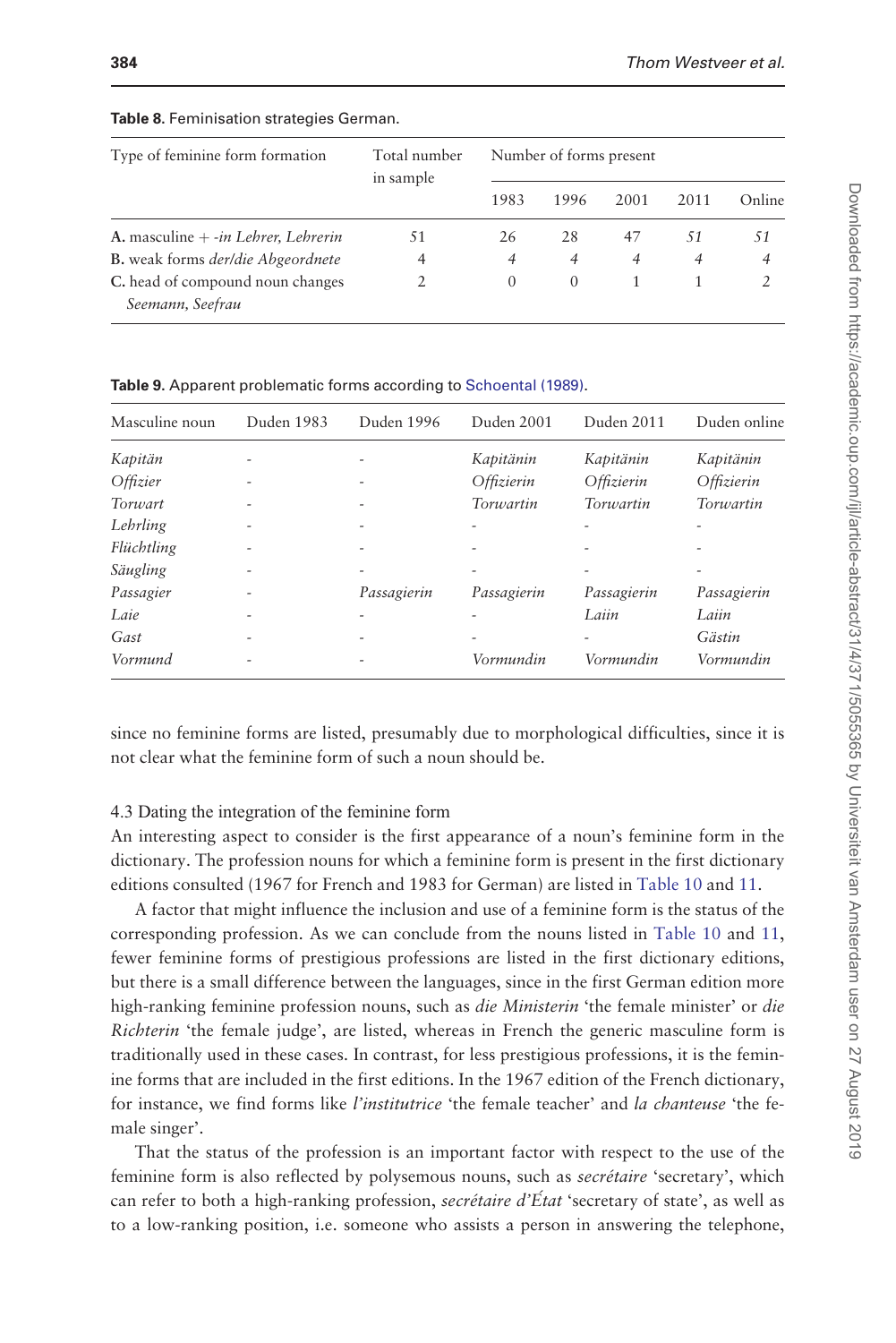**Table 8.** Feminisation strategies German.

| Type of feminine form formation | Total number in sample | Number of forms present | | | | |
|---|---|---|---|---|---|---|
| | | 1983 | 1996 | 2001 | 2011 | Online |
| **A.** masculine + *-in Lehrer, Lehrerin* | 51 | 26 | 28 | 47 | *51* | *51* |
| **B.** weak forms *der/die Abgeordnete* | 4 | *4* | *4* | *4* | *4* | *4* |
| **C.** head of compound noun changes *Seemann, Seefrau* | 2 | 0 | 0 | 1 | 1 | *2* |

**Table 9.** Apparent problematic forms according to Schoental (1989).

| Masculine noun | Duden 1983 | Duden 1996 | Duden 2001 | Duden 2011 | Duden online |
|---|---|---|---|---|---|
| *Kapitän* | - | - | *Kapitänin* | *Kapitänin* | *Kapitänin* |
| *Offizier* | - | - | *Offizierin* | *Offizierin* | *Offizierin* |
| *Torwart* | - | - | *Torwartin* | *Torwartin* | *Torwartin* |
| *Lehrling* | - | - | - | - | - |
| *Flüchtling* | - | - | - | - | - |
| *Säugling* | - | - | - | - | - |
| *Passagier* | - | *Passagierin* | *Passagierin* | *Passagierin* | *Passagierin* |
| *Laie* | - | - | - | *Laiin* | *Laiin* |
| *Gast* | - | - | - | - | *Gästin* |
| *Vormund* | - | - | *Vormundin* | *Vormundin* | *Vormundin* |

since no feminine forms are listed, presumably due to morphological difficulties, since it is not clear what the feminine form of such a noun should be.

### 4.3 Dating the integration of the feminine form

An interesting aspect to consider is the first appearance of a noun's feminine form in the dictionary. The profession nouns for which a feminine form is present in the first dictionary editions consulted (1967 for French and 1983 for German) are listed in Table 10 and 11.

A factor that might influence the inclusion and use of a feminine form is the status of the corresponding profession. As we can conclude from the nouns listed in Table 10 and 11, fewer feminine forms of prestigious professions are listed in the first dictionary editions, but there is a small difference between the languages, since in the first German edition more high-ranking feminine profession nouns, such as *die Ministerin* 'the female minister' or *die Richterin* 'the female judge', are listed, whereas in French the generic masculine form is traditionally used in these cases. In contrast, for less prestigious professions, it is the feminine forms that are included in the first editions. In the 1967 edition of the French dictionary, for instance, we find forms like *l'institutrice* 'the female teacher' and *la chanteuse* 'the female singer'.

That the status of the profession is an important factor with respect to the use of the feminine form is also reflected by polysemous nouns, such as *secrétaire* 'secretary', which can refer to both a high-ranking profession, *secrétaire d'État* 'secretary of state', as well as to a low-ranking position, i.e. someone who assists a person in answering the telephone,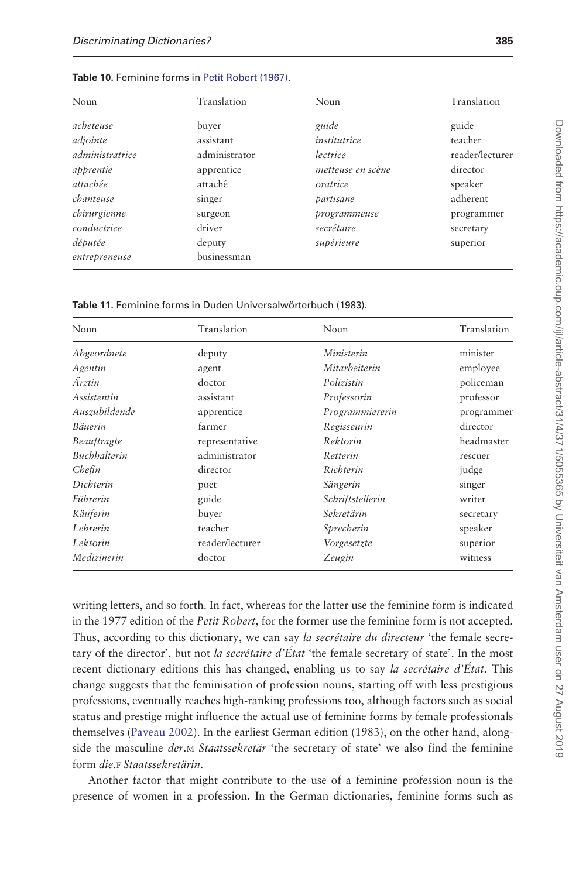**Table 10.** Feminine forms in Petit Robert (1967).

| Noun | Translation | Noun | Translation |
|---|---|---|---|
| *acheteuse* | buyer | *guide* | guide |
| *adjointe* | assistant | *institutrice* | teacher |
| *administratrice* | administrator | *lectrice* | reader/lecturer |
| *apprentie* | apprentice | *metteuse en scène* | director |
| *attachée* | attaché | *oratrice* | speaker |
| *chanteuse* | singer | *partisane* | adherent |
| *chirurgienne* | surgeon | *programmeuse* | programmer |
| *conductrice* | driver | *secrétaire* | secretary |
| *députée* | deputy | *supérieure* | superior |
| *entrepreneuse* | businessman | | |

**Table 11.** Feminine forms in Duden Universalwörterbuch (1983).

| Noun | Translation | Noun | Translation |
|---|---|---|---|
| *Abgeordnete* | deputy | *Ministerin* | minister |
| *Agentin* | agent | *Mitarbeiterin* | employee |
| *Ärztin* | doctor | *Polizistin* | policeman |
| *Assistentin* | assistant | *Professorin* | professor |
| *Auszubildende* | apprentice | *Programmiererin* | programmer |
| *Bäuerin* | farmer | *Regisseurin* | director |
| *Beauftragte* | representative | *Rektorin* | headmaster |
| *Buchhalterin* | administrator | *Retterin* | rescuer |
| *Chefin* | director | *Richterin* | judge |
| *Dichterin* | poet | *Sängerin* | singer |
| *Führerin* | guide | *Schriftstellerin* | writer |
| *Käuferin* | buyer | *Sekretärin* | secretary |
| *Lehrerin* | teacher | *Sprecherin* | speaker |
| *Lektorin* | reader/lecturer | *Vorgesetzte* | superior |
| *Medizinerin* | doctor | *Zeugin* | witness |

writing letters, and so forth. In fact, whereas for the latter use the feminine form is indicated in the 1977 edition of the *Petit Robert*, for the former use the feminine form is not accepted. Thus, according to this dictionary, we can say *la secrétaire du directeur* 'the female secretary of the director', but not *la secrétaire d'État* 'the female secretary of state'. In the most recent dictionary editions this has changed, enabling us to say *la secrétaire d'État*. This change suggests that the feminisation of profession nouns, starting off with less prestigious professions, eventually reaches high-ranking professions too, although factors such as social status and prestige might influence the actual use of feminine forms by female professionals themselves (Paveau 2002). In the earliest German edition (1983), on the other hand, alongside the masculine *der*.M *Staatssekretär* 'the secretary of state' we also find the feminine form *die*.F *Staatssekretärin*.

Another factor that might contribute to the use of a feminine profession noun is the presence of women in a profession. In the German dictionaries, feminine forms such as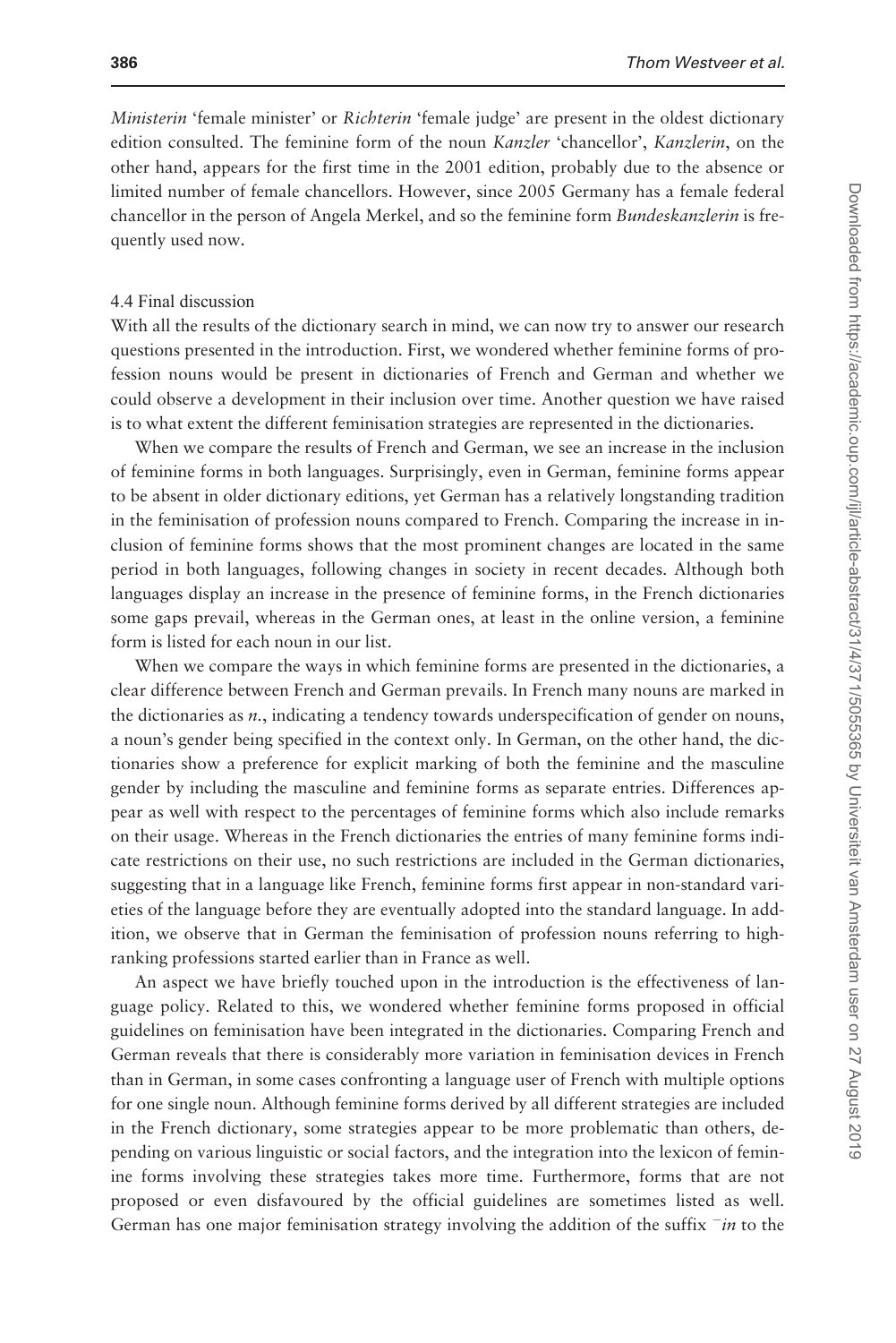*Ministerin* 'female minister' or *Richterin* 'female judge' are present in the oldest dictionary edition consulted. The feminine form of the noun *Kanzler* 'chancellor', *Kanzlerin*, on the other hand, appears for the first time in the 2001 edition, probably due to the absence or limited number of female chancellors. However, since 2005 Germany has a female federal chancellor in the person of Angela Merkel, and so the feminine form *Bundeskanzlerin* is frequently used now.

### 4.4 Final discussion

With all the results of the dictionary search in mind, we can now try to answer our research questions presented in the introduction. First, we wondered whether feminine forms of profession nouns would be present in dictionaries of French and German and whether we could observe a development in their inclusion over time. Another question we have raised is to what extent the different feminisation strategies are represented in the dictionaries.

When we compare the results of French and German, we see an increase in the inclusion of feminine forms in both languages. Surprisingly, even in German, feminine forms appear to be absent in older dictionary editions, yet German has a relatively longstanding tradition in the feminisation of profession nouns compared to French. Comparing the increase in inclusion of feminine forms shows that the most prominent changes are located in the same period in both languages, following changes in society in recent decades. Although both languages display an increase in the presence of feminine forms, in the French dictionaries some gaps prevail, whereas in the German ones, at least in the online version, a feminine form is listed for each noun in our list.

When we compare the ways in which feminine forms are presented in the dictionaries, a clear difference between French and German prevails. In French many nouns are marked in the dictionaries as *n.*, indicating a tendency towards underspecification of gender on nouns, a noun's gender being specified in the context only. In German, on the other hand, the dictionaries show a preference for explicit marking of both the feminine and the masculine gender by including the masculine and feminine forms as separate entries. Differences appear as well with respect to the percentages of feminine forms which also include remarks on their usage. Whereas in the French dictionaries the entries of many feminine forms indicate restrictions on their use, no such restrictions are included in the German dictionaries, suggesting that in a language like French, feminine forms first appear in non-standard varieties of the language before they are eventually adopted into the standard language. In addition, we observe that in German the feminisation of profession nouns referring to high-ranking professions started earlier than in France as well.

An aspect we have briefly touched upon in the introduction is the effectiveness of language policy. Related to this, we wondered whether feminine forms proposed in official guidelines on feminisation have been integrated in the dictionaries. Comparing French and German reveals that there is considerably more variation in feminisation devices in French than in German, in some cases confronting a language user of French with multiple options for one single noun. Although feminine forms derived by all different strategies are included in the French dictionary, some strategies appear to be more problematic than others, depending on various linguistic or social factors, and the integration into the lexicon of feminine forms involving these strategies takes more time. Furthermore, forms that are not proposed or even disfavoured by the official guidelines are sometimes listed as well. German has one major feminisation strategy involving the addition of the suffix *-in* to the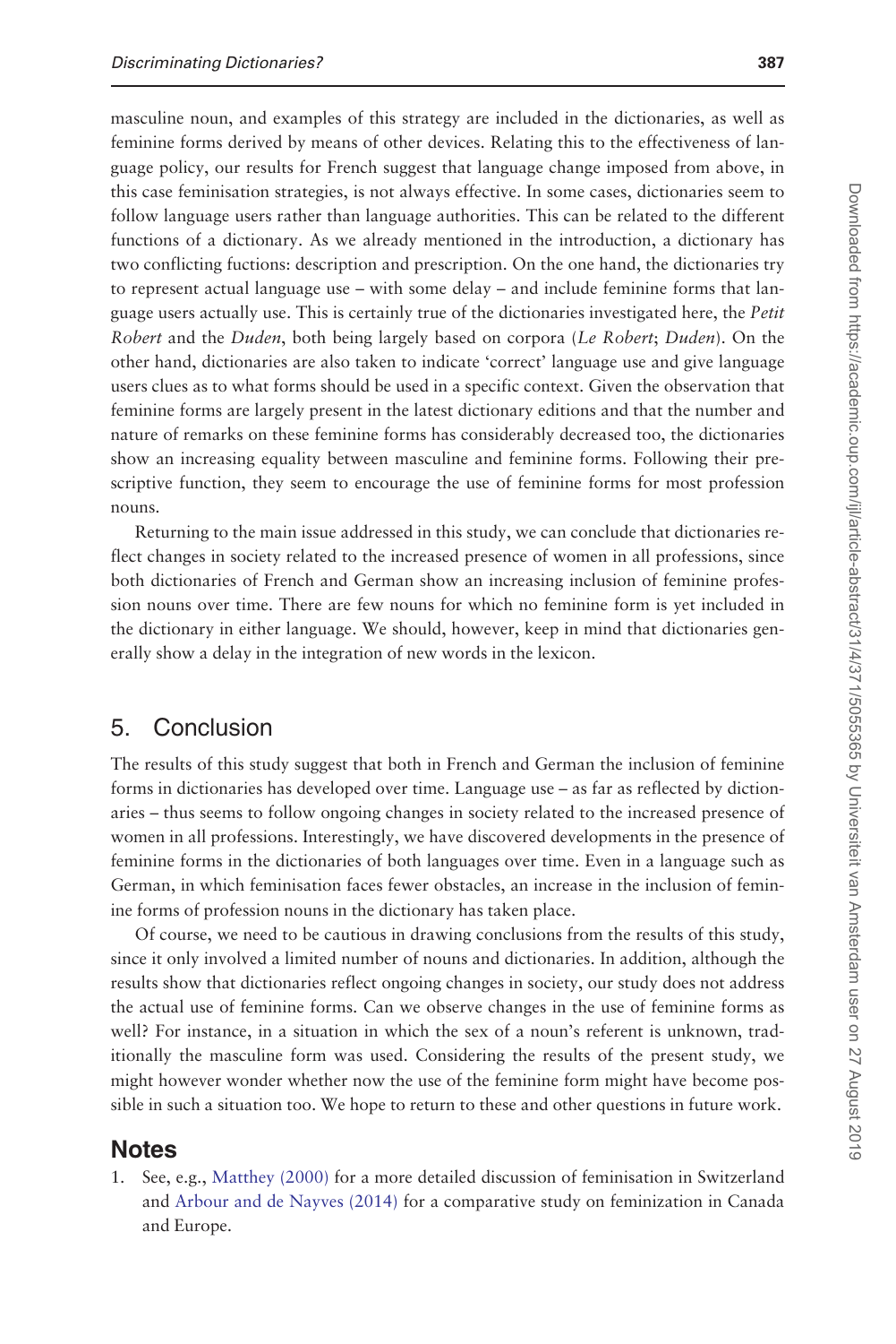masculine noun, and examples of this strategy are included in the dictionaries, as well as feminine forms derived by means of other devices. Relating this to the effectiveness of language policy, our results for French suggest that language change imposed from above, in this case feminisation strategies, is not always effective. In some cases, dictionaries seem to follow language users rather than language authorities. This can be related to the different functions of a dictionary. As we already mentioned in the introduction, a dictionary has two conflicting fuctions: description and prescription. On the one hand, the dictionaries try to represent actual language use – with some delay – and include feminine forms that language users actually use. This is certainly true of the dictionaries investigated here, the *Petit Robert* and the *Duden*, both being largely based on corpora (*Le Robert*; *Duden*). On the other hand, dictionaries are also taken to indicate 'correct' language use and give language users clues as to what forms should be used in a specific context. Given the observation that feminine forms are largely present in the latest dictionary editions and that the number and nature of remarks on these feminine forms has considerably decreased too, the dictionaries show an increasing equality between masculine and feminine forms. Following their prescriptive function, they seem to encourage the use of feminine forms for most profession nouns.

Returning to the main issue addressed in this study, we can conclude that dictionaries reflect changes in society related to the increased presence of women in all professions, since both dictionaries of French and German show an increasing inclusion of feminine profession nouns over time. There are few nouns for which no feminine form is yet included in the dictionary in either language. We should, however, keep in mind that dictionaries generally show a delay in the integration of new words in the lexicon.

## 5. Conclusion

The results of this study suggest that both in French and German the inclusion of feminine forms in dictionaries has developed over time. Language use – as far as reflected by dictionaries – thus seems to follow ongoing changes in society related to the increased presence of women in all professions. Interestingly, we have discovered developments in the presence of feminine forms in the dictionaries of both languages over time. Even in a language such as German, in which feminisation faces fewer obstacles, an increase in the inclusion of feminine forms of profession nouns in the dictionary has taken place.

Of course, we need to be cautious in drawing conclusions from the results of this study, since it only involved a limited number of nouns and dictionaries. In addition, although the results show that dictionaries reflect ongoing changes in society, our study does not address the actual use of feminine forms. Can we observe changes in the use of feminine forms as well? For instance, in a situation in which the sex of a noun's referent is unknown, traditionally the masculine form was used. Considering the results of the present study, we might however wonder whether now the use of the feminine form might have become possible in such a situation too. We hope to return to these and other questions in future work.

## Notes

1. See, e.g., Matthey (2000) for a more detailed discussion of feminisation in Switzerland and Arbour and de Nayves (2014) for a comparative study on feminization in Canada and Europe.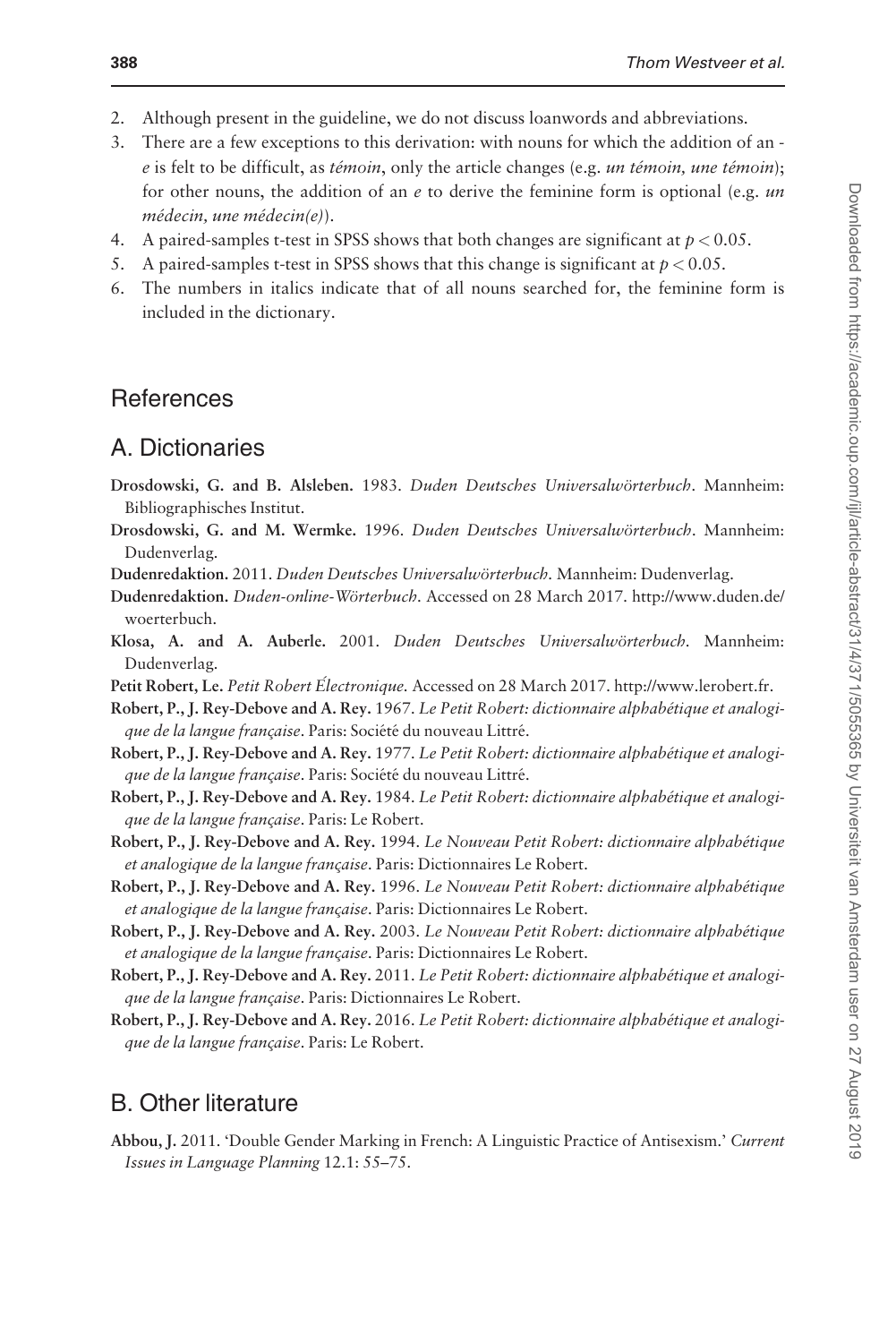2. Although present in the guideline, we do not discuss loanwords and abbreviations.
3. There are a few exceptions to this derivation: with nouns for which the addition of an -*e* is felt to be difficult, as *témoin*, only the article changes (e.g. *un témoin, une témoin*); for other nouns, the addition of an *e* to derive the feminine form is optional (e.g. *un médecin, une médecin(e)*).
4. A paired-samples t-test in SPSS shows that both changes are significant at $p < 0.05$.
5. A paired-samples t-test in SPSS shows that this change is significant at $p < 0.05$.
6. The numbers in italics indicate that of all nouns searched for, the feminine form is included in the dictionary.

## References

## A. Dictionaries

**Drosdowski, G. and B. Alsleben.** 1983. *Duden Deutsches Universalwörterbuch*. Mannheim: Bibliographisches Institut.

**Drosdowski, G. and M. Wermke.** 1996. *Duden Deutsches Universalwörterbuch*. Mannheim: Dudenverlag.

**Dudenredaktion.** 2011. *Duden Deutsches Universalwörterbuch*. Mannheim: Dudenverlag.

**Dudenredaktion.** *Duden-online-Wörterbuch*. Accessed on 28 March 2017. http://www.duden.de/woerterbuch.

**Klosa, A. and A. Auberle.** 2001. *Duden Deutsches Universalwörterbuch*. Mannheim: Dudenverlag.

**Petit Robert, Le.** *Petit Robert Électronique*. Accessed on 28 March 2017. http://www.lerobert.fr.

**Robert, P., J. Rey-Debove and A. Rey.** 1967. *Le Petit Robert: dictionnaire alphabétique et analogique de la langue française*. Paris: Société du nouveau Littré.

**Robert, P., J. Rey-Debove and A. Rey.** 1977. *Le Petit Robert: dictionnaire alphabétique et analogique de la langue française*. Paris: Société du nouveau Littré.

**Robert, P., J. Rey-Debove and A. Rey.** 1984. *Le Petit Robert: dictionnaire alphabétique et analogique de la langue française*. Paris: Le Robert.

**Robert, P., J. Rey-Debove and A. Rey.** 1994. *Le Nouveau Petit Robert: dictionnaire alphabétique et analogique de la langue française*. Paris: Dictionnaires Le Robert.

**Robert, P., J. Rey-Debove and A. Rey.** 1996. *Le Nouveau Petit Robert: dictionnaire alphabétique et analogique de la langue française*. Paris: Dictionnaires Le Robert.

**Robert, P., J. Rey-Debove and A. Rey.** 2003. *Le Nouveau Petit Robert: dictionnaire alphabétique et analogique de la langue française*. Paris: Dictionnaires Le Robert.

**Robert, P., J. Rey-Debove and A. Rey.** 2011. *Le Petit Robert: dictionnaire alphabétique et analogique de la langue française*. Paris: Dictionnaires Le Robert.

**Robert, P., J. Rey-Debove and A. Rey.** 2016. *Le Petit Robert: dictionnaire alphabétique et analogique de la langue française*. Paris: Le Robert.

## B. Other literature

**Abbou, J.** 2011. 'Double Gender Marking in French: A Linguistic Practice of Antisexism.' *Current Issues in Language Planning* 12.1: 55–75.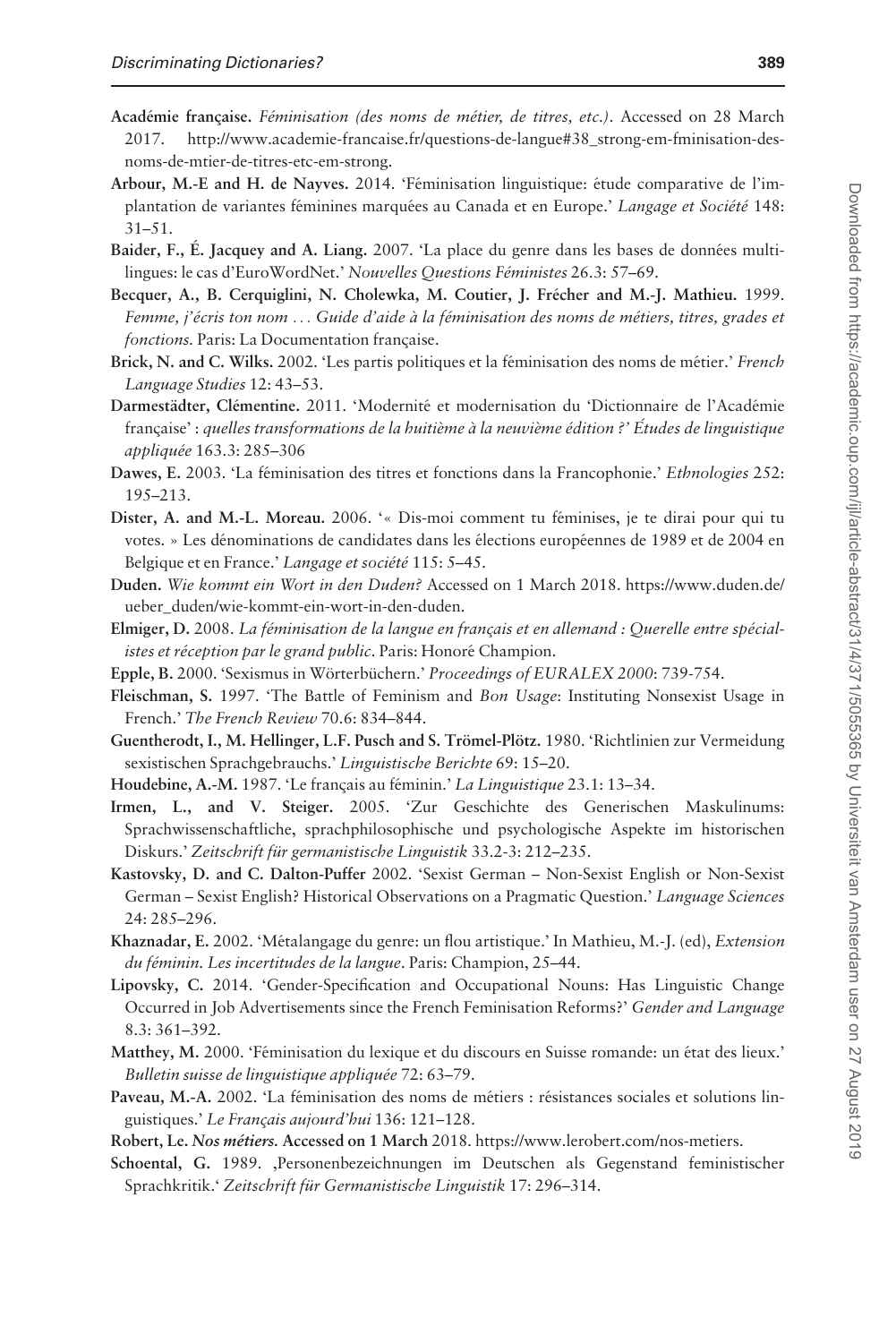**Académie française.** *Féminisation (des noms de métier, de titres, etc.)*. Accessed on 28 March 2017. http://www.academie-francaise.fr/questions-de-langue#38_strong-em-fminisation-des-noms-de-mtier-de-titres-etc-em-strong.

**Arbour, M.-E and H. de Nayves.** 2014. 'Féminisation linguistique: étude comparative de l'implantation de variantes féminines marquées au Canada et en Europe.' *Langage et Société* 148: 31–51.

**Baider, F., É. Jacquey and A. Liang.** 2007. 'La place du genre dans les bases de données multilingues: le cas d'EuroWordNet.' *Nouvelles Questions Féministes* 26.3: 57–69.

**Becquer, A., B. Cerquiglini, N. Cholewka, M. Coutier, J. Frécher and M.-J. Mathieu.** 1999. *Femme, j'écris ton nom ... Guide d'aide à la féminisation des noms de métiers, titres, grades et fonctions*. Paris: La Documentation française.

**Brick, N. and C. Wilks.** 2002. 'Les partis politiques et la féminisation des noms de métier.' *French Language Studies* 12: 43–53.

**Darmestädter, Clémentine.** 2011. 'Modernité et modernisation du 'Dictionnaire de l'Académie française' : *quelles transformations de la huitième à la neuvième édition ?' Études de linguistique appliquée* 163.3: 285–306

**Dawes, E.** 2003. 'La féminisation des titres et fonctions dans la Francophonie.' *Ethnologies* 252: 195–213.

**Dister, A. and M.-L. Moreau.** 2006. '« Dis-moi comment tu féminises, je te dirai pour qui tu votes. » Les dénominations de candidates dans les élections européennes de 1989 et de 2004 en Belgique et en France.' *Langage et société* 115: 5–45.

**Duden.** *Wie kommt ein Wort in den Duden?* Accessed on 1 March 2018. https://www.duden.de/ueber_duden/wie-kommt-ein-wort-in-den-duden.

**Elmiger, D.** 2008. *La féminisation de la langue en français et en allemand : Querelle entre spécialistes et réception par le grand public*. Paris: Honoré Champion.

**Epple, B.** 2000. 'Sexismus in Wörterbüchern.' *Proceedings of EURALEX 2000*: 739-754.

**Fleischman, S.** 1997. 'The Battle of Feminism and *Bon Usage*: Instituting Nonsexist Usage in French.' *The French Review* 70.6: 834–844.

**Guentherodt, I., M. Hellinger, L.F. Pusch and S. Trömel-Plötz.** 1980. 'Richtlinien zur Vermeidung sexistischen Sprachgebrauchs.' *Linguistische Berichte* 69: 15–20.

**Houdebine, A.-M.** 1987. 'Le français au féminin.' *La Linguistique* 23.1: 13–34.

**Irmen, L., and V. Steiger.** 2005. 'Zur Geschichte des Generischen Maskulinums: Sprachwissenschaftliche, sprachphilosophische und psychologische Aspekte im historischen Diskurs.' *Zeitschrift für germanistische Linguistik* 33.2-3: 212–235.

**Kastovsky, D. and C. Dalton-Puffer** 2002. 'Sexist German – Non-Sexist English or Non-Sexist German – Sexist English? Historical Observations on a Pragmatic Question.' *Language Sciences* 24: 285–296.

**Khaznadar, E.** 2002. 'Métalangage du genre: un flou artistique.' In Mathieu, M.-J. (ed), *Extension du féminin. Les incertitudes de la langue*. Paris: Champion, 25–44.

**Lipovsky, C.** 2014. 'Gender-Specification and Occupational Nouns: Has Linguistic Change Occurred in Job Advertisements since the French Feminisation Reforms?' *Gender and Language* 8.3: 361–392.

**Matthey, M.** 2000. 'Féminisation du lexique et du discours en Suisse romande: un état des lieux.' *Bulletin suisse de linguistique appliquée* 72: 63–79.

**Paveau, M.-A.** 2002. 'La féminisation des noms de métiers : résistances sociales et solutions linguistiques.' *Le Français aujourd'hui* 136: 121–128.

**Robert, Le. *Nos métiers.* Accessed on 1 March** 2018. https://www.lerobert.com/nos-metiers.

**Schoental, G.** 1989. ‚Personenbezeichnungen im Deutschen als Gegenstand feministischer Sprachkritik.' *Zeitschrift für Germanistische Linguistik* 17: 296–314.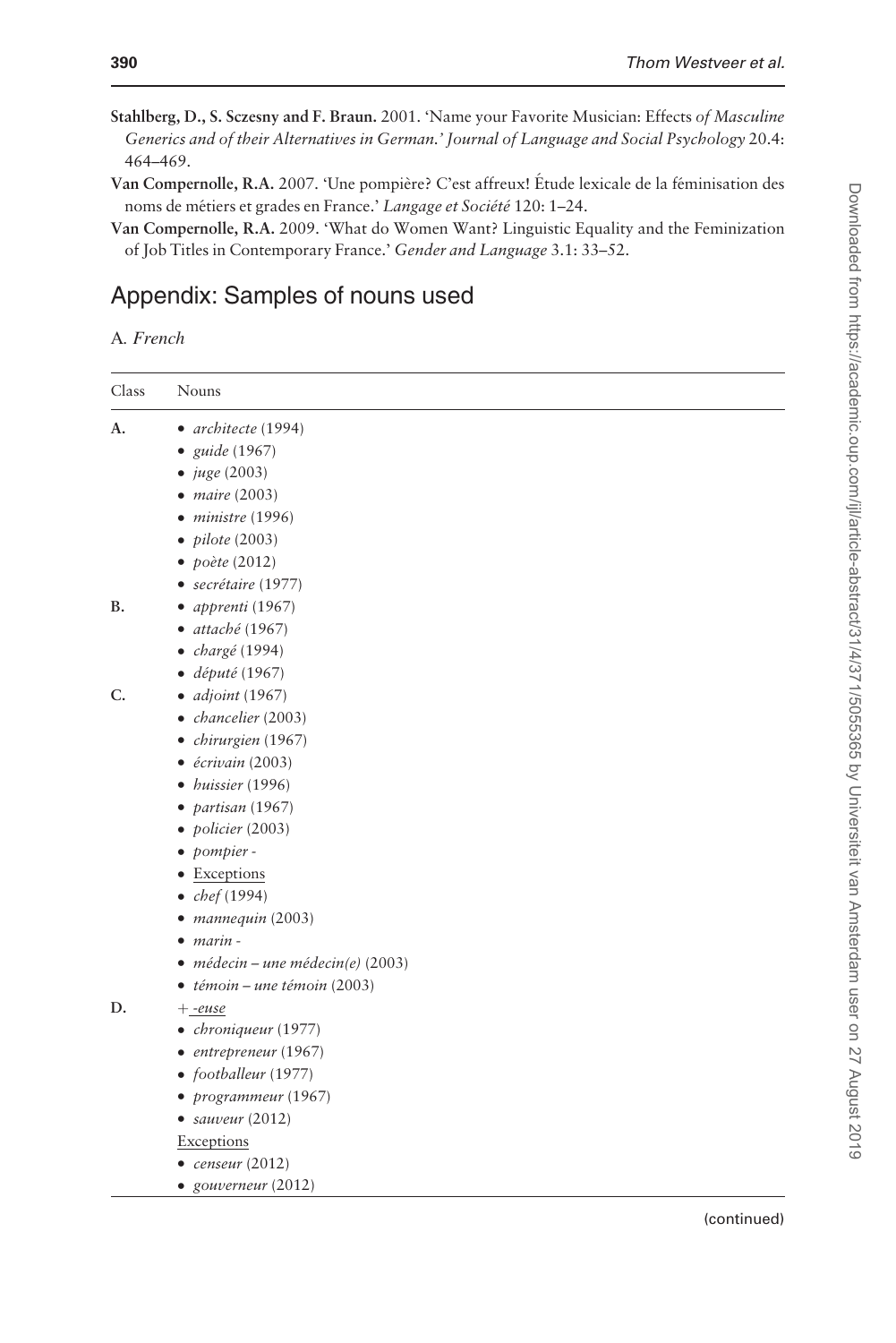**Stahlberg, D., S. Sczesny and F. Braun.** 2001. 'Name your Favorite Musician: Effects *of Masculine Generics and of their Alternatives in German.' Journal of Language and Social Psychology* 20.4: 464–469.

**Van Compernolle, R.A.** 2007. 'Une pompière? C'est affreux! Étude lexicale de la féminisation des noms de métiers et grades en France.' *Langage et Société* 120: 1–24.

**Van Compernolle, R.A.** 2009. 'What do Women Want? Linguistic Equality and the Feminization of Job Titles in Contemporary France.' *Gender and Language* 3.1: 33–52.

## Appendix: Samples of nouns used

A. *French*

| Class | Nouns |
|---|---|
| **A.** | • *architecte* (1994)<br>• *guide* (1967)<br>• *juge* (2003)<br>• *maire* (2003)<br>• *ministre* (1996)<br>• *pilote* (2003)<br>• *poète* (2012)<br>• *secrétaire* (1977) |
| **B.** | • *apprenti* (1967)<br>• *attaché* (1967)<br>• *chargé* (1994)<br>• *député* (1967) |
| **C.** | • *adjoint* (1967)<br>• *chancelier* (2003)<br>• *chirurgien* (1967)<br>• *écrivain* (2003)<br>• *huissier* (1996)<br>• *partisan* (1967)<br>• *policier* (2003)<br>• *pompier* -<br>• Exceptions<br>• *chef* (1994)<br>• *mannequin* (2003)<br>• *marin* -<br>• *médecin – une médecin(e)* (2003)<br>• *témoin – une témoin* (2003) |
| **D.** | + *-euse*<br>• *chroniqueur* (1977)<br>• *entrepreneur* (1967)<br>• *footballeur* (1977)<br>• *programmeur* (1967)<br>• *sauveur* (2012)<br>Exceptions<br>• *censeur* (2012)<br>• *gouverneur* (2012) |

(continued)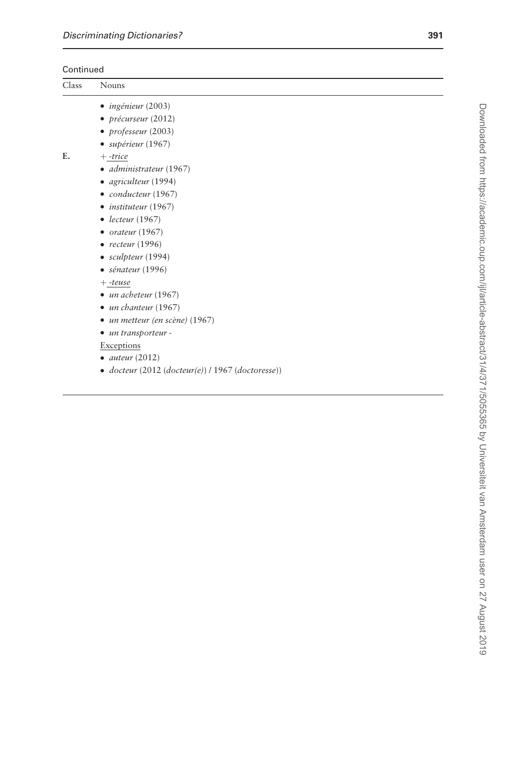Continued

| Class | Nouns |
|---|---|
| | • *ingénieur* (2003) |
| | • *précurseur* (2012) |
| | • *professeur* (2003) |
| | • *supérieur* (1967) |
| **E.** | + <u>*-trice*</u> |
| | • *administrateur* (1967) |
| | • *agriculteur* (1994) |
| | • *conducteur* (1967) |
| | • *instituteur* (1967) |
| | • *lecteur* (1967) |
| | • *orateur* (1967) |
| | • *recteur* (1996) |
| | • *sculpteur* (1994) |
| | • *sénateur* (1996) |
| | + <u>*-teuse*</u> |
| | • *un acheteur* (1967) |
| | • *un chanteur* (1967) |
| | • *un metteur (en scène)* (1967) |
| | • *un transporteur* - |
| | <u>Exceptions</u> |
| | • *auteur* (2012) |
| | • *docteur* (2012 (*docteur(e)*) / 1967 (*doctoresse*)) |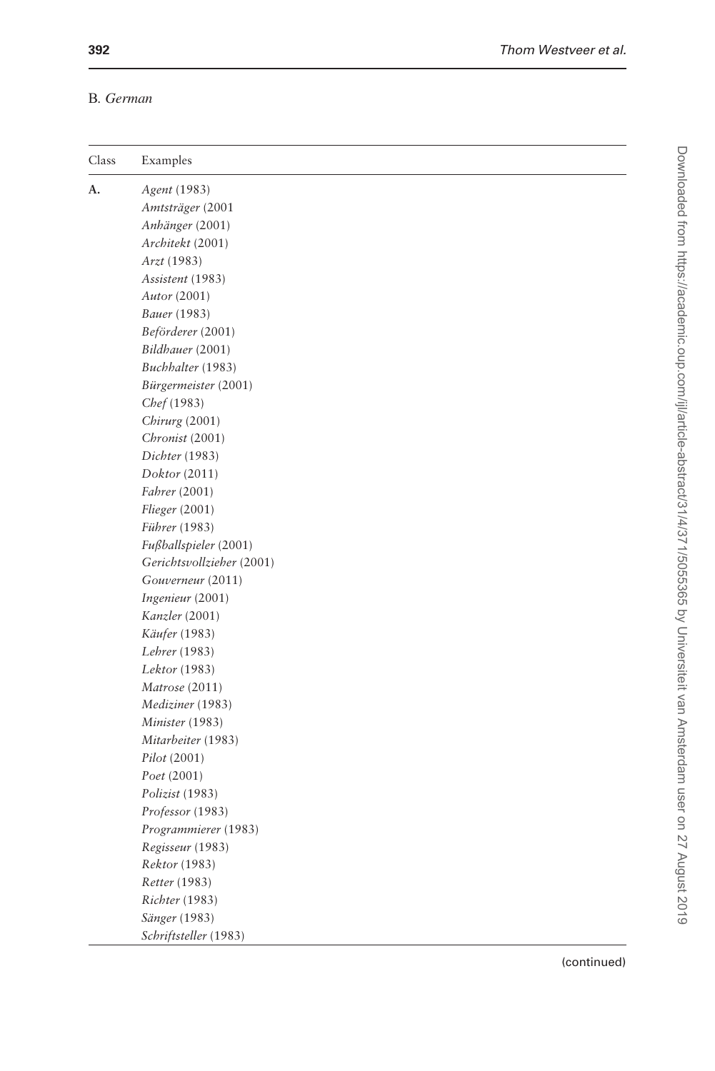B. *German*

| Class | Examples |
|---|---|
| **A.** | *Agent* (1983) |
| | *Amtsträger* (2001 |
| | *Anhänger* (2001) |
| | *Architekt* (2001) |
| | *Arzt* (1983) |
| | *Assistent* (1983) |
| | *Autor* (2001) |
| | *Bauer* (1983) |
| | *Beförderer* (2001) |
| | *Bildhauer* (2001) |
| | *Buchhalter* (1983) |
| | *Bürgermeister* (2001) |
| | *Chef* (1983) |
| | *Chirurg* (2001) |
| | *Chronist* (2001) |
| | *Dichter* (1983) |
| | *Doktor* (2011) |
| | *Fahrer* (2001) |
| | *Flieger* (2001) |
| | *Führer* (1983) |
| | *Fußballspieler* (2001) |
| | *Gerichtsvollzieher* (2001) |
| | *Gouverneur* (2011) |
| | *Ingenieur* (2001) |
| | *Kanzler* (2001) |
| | *Käufer* (1983) |
| | *Lehrer* (1983) |
| | *Lektor* (1983) |
| | *Matrose* (2011) |
| | *Mediziner* (1983) |
| | *Minister* (1983) |
| | *Mitarbeiter* (1983) |
| | *Pilot* (2001) |
| | *Poet* (2001) |
| | *Polizist* (1983) |
| | *Professor* (1983) |
| | *Programmierer* (1983) |
| | *Regisseur* (1983) |
| | *Rektor* (1983) |
| | *Retter* (1983) |
| | *Richter* (1983) |
| | *Sänger* (1983) |
| | *Schriftsteller* (1983) |

(continued)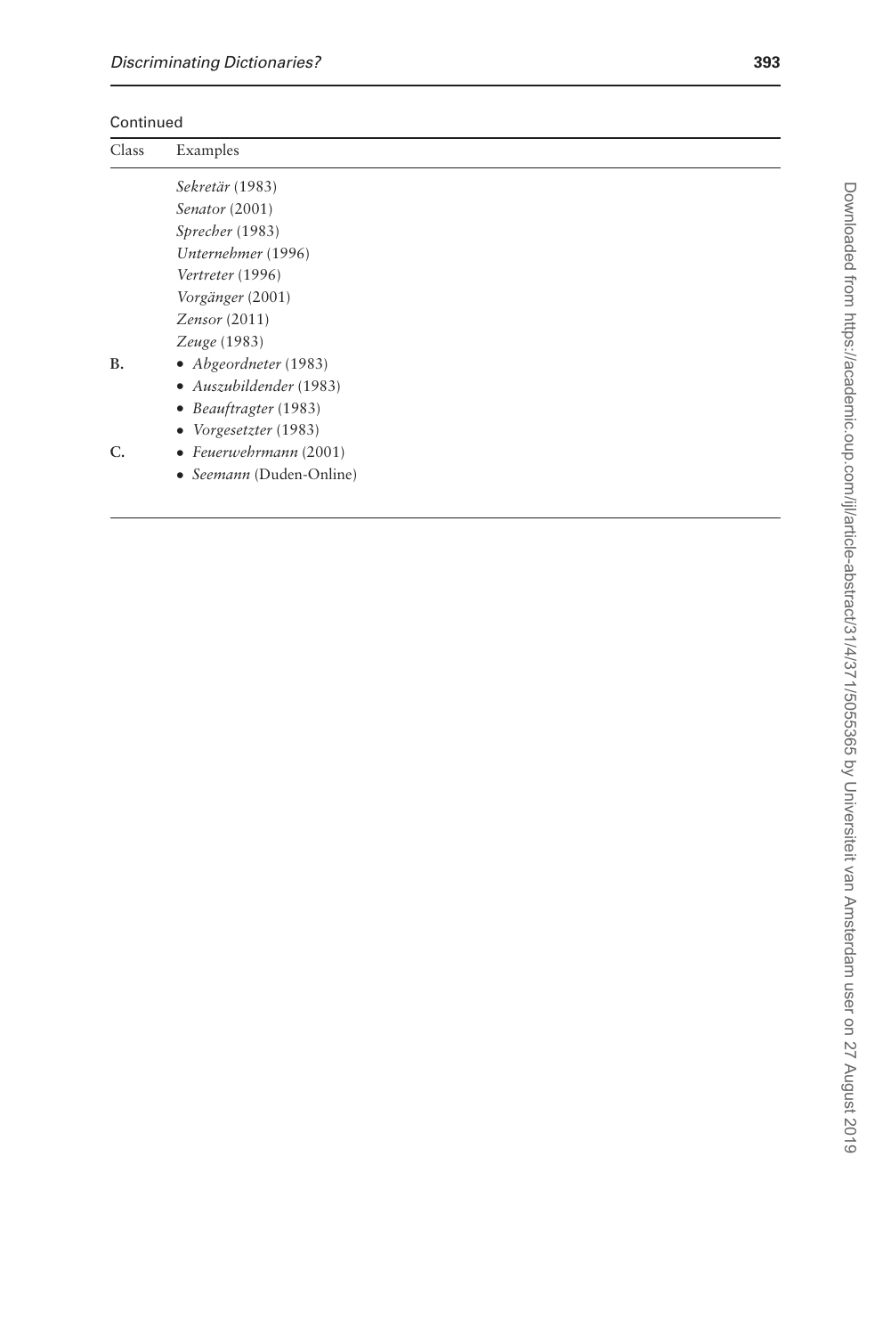Continued

| Class | Examples |
|---|---|
| | *Sekretär* (1983) |
| | *Senator* (2001) |
| | *Sprecher* (1983) |
| | *Unternehmer* (1996) |
| | *Vertreter* (1996) |
| | *Vorgänger* (2001) |
| | *Zensor* (2011) |
| | *Zeuge* (1983) |
| **B.** | • *Abgeordneter* (1983) |
| | • *Auszubildender* (1983) |
| | • *Beauftragter* (1983) |
| | • *Vorgesetzter* (1983) |
| **C.** | • *Feuerwehrmann* (2001) |
| | • *Seemann* (Duden-Online) |